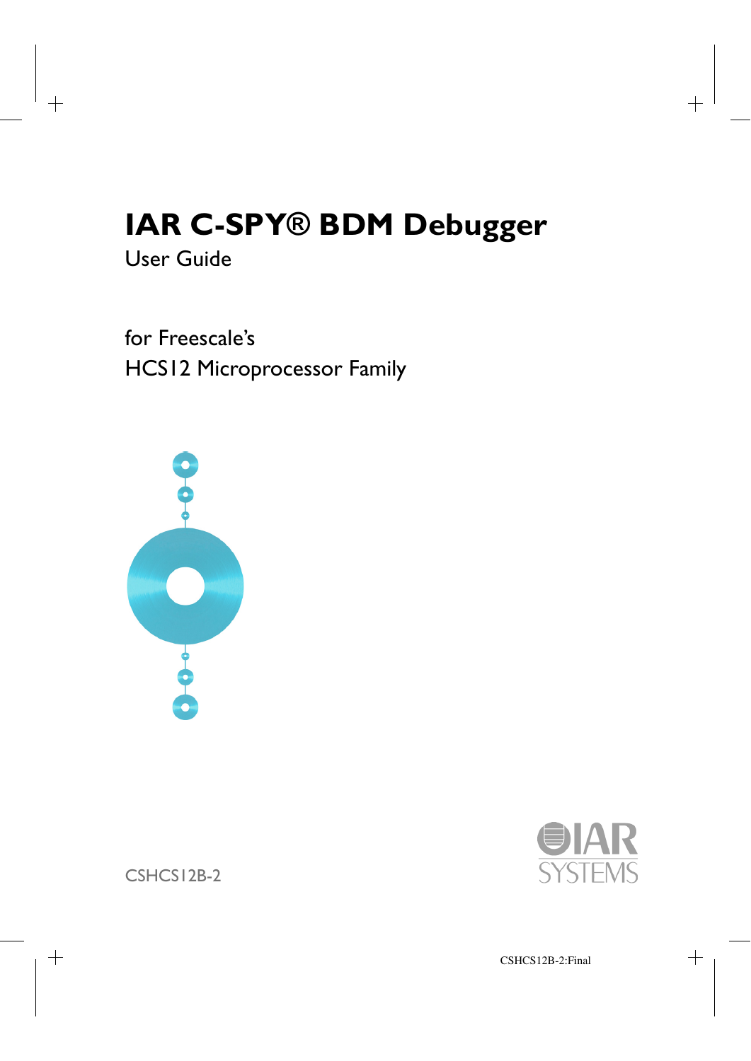# IAR C-SPY® BDM Debugger

User Guide

for Freescale's
HCS12 Microprocessor Family

CSHCS12B-2

IAR SYSTEMS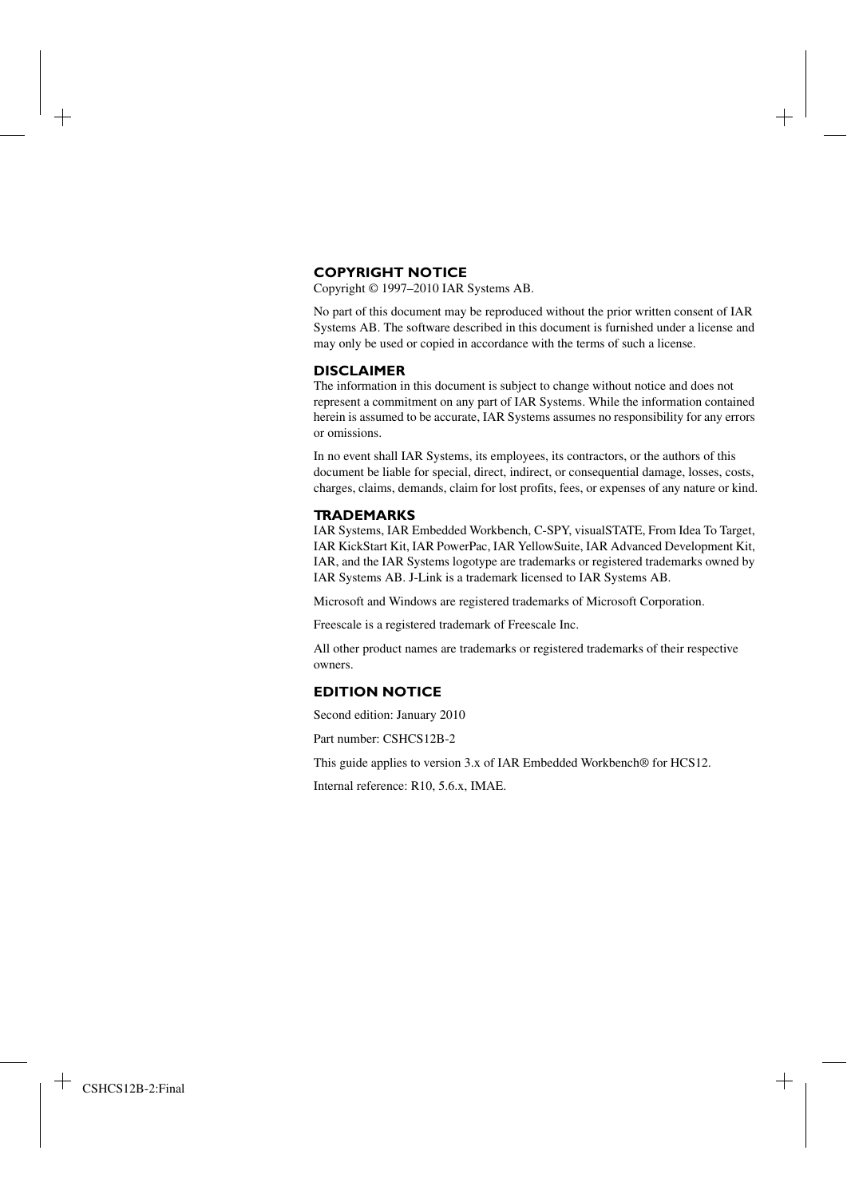## COPYRIGHT NOTICE

Copyright © 1997–2010 IAR Systems AB.

No part of this document may be reproduced without the prior written consent of IAR Systems AB. The software described in this document is furnished under a license and may only be used or copied in accordance with the terms of such a license.

## DISCLAIMER

The information in this document is subject to change without notice and does not represent a commitment on any part of IAR Systems. While the information contained herein is assumed to be accurate, IAR Systems assumes no responsibility for any errors or omissions.

In no event shall IAR Systems, its employees, its contractors, or the authors of this document be liable for special, direct, indirect, or consequential damage, losses, costs, charges, claims, demands, claim for lost profits, fees, or expenses of any nature or kind.

## TRADEMARKS

IAR Systems, IAR Embedded Workbench, C-SPY, visualSTATE, From Idea To Target, IAR KickStart Kit, IAR PowerPac, IAR YellowSuite, IAR Advanced Development Kit, IAR, and the IAR Systems logotype are trademarks or registered trademarks owned by IAR Systems AB. J-Link is a trademark licensed to IAR Systems AB.

Microsoft and Windows are registered trademarks of Microsoft Corporation.

Freescale is a registered trademark of Freescale Inc.

All other product names are trademarks or registered trademarks of their respective owners.

## EDITION NOTICE

Second edition: January 2010

Part number: CSHCS12B-2

This guide applies to version 3.x of IAR Embedded Workbench® for HCS12.

Internal reference: R10, 5.6.x, IMAE.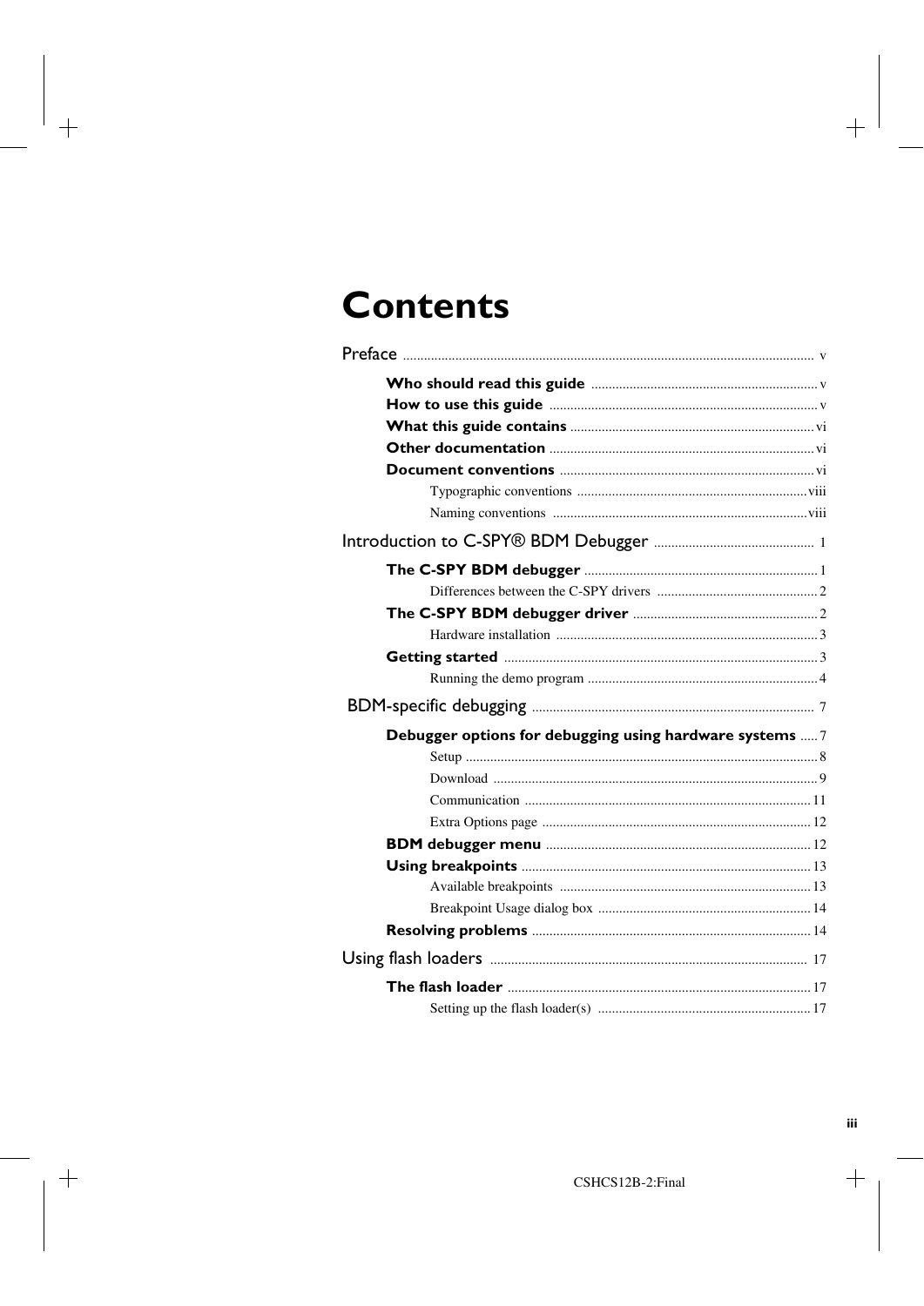# Contents

Preface ..................... v

- **Who should read this guide** ..................... v
- **How to use this guide** ..................... v
- **What this guide contains** ..................... vi
- **Other documentation** ..................... vi
- **Document conventions** ..................... vi
  - Typographic conventions ..................... viii
  - Naming conventions ..................... viii

Introduction to C-SPY® BDM Debugger ..................... 1

- **The C-SPY BDM debugger** ..................... 1
  - Differences between the C-SPY drivers ..................... 2
- **The C-SPY BDM debugger driver** ..................... 2
  - Hardware installation ..................... 3
- **Getting started** ..................... 3
  - Running the demo program ..................... 4

BDM-specific debugging ..................... 7

- **Debugger options for debugging using hardware systems** ..... 7
  - Setup ..................... 8
  - Download ..................... 9
  - Communication ..................... 11
  - Extra Options page ..................... 12
- **BDM debugger menu** ..................... 12
- **Using breakpoints** ..................... 13
  - Available breakpoints ..................... 13
  - Breakpoint Usage dialog box ..................... 14
- **Resolving problems** ..................... 14

Using flash loaders ..................... 17

- **The flash loader** ..................... 17
  - Setting up the flash loader(s) ..................... 17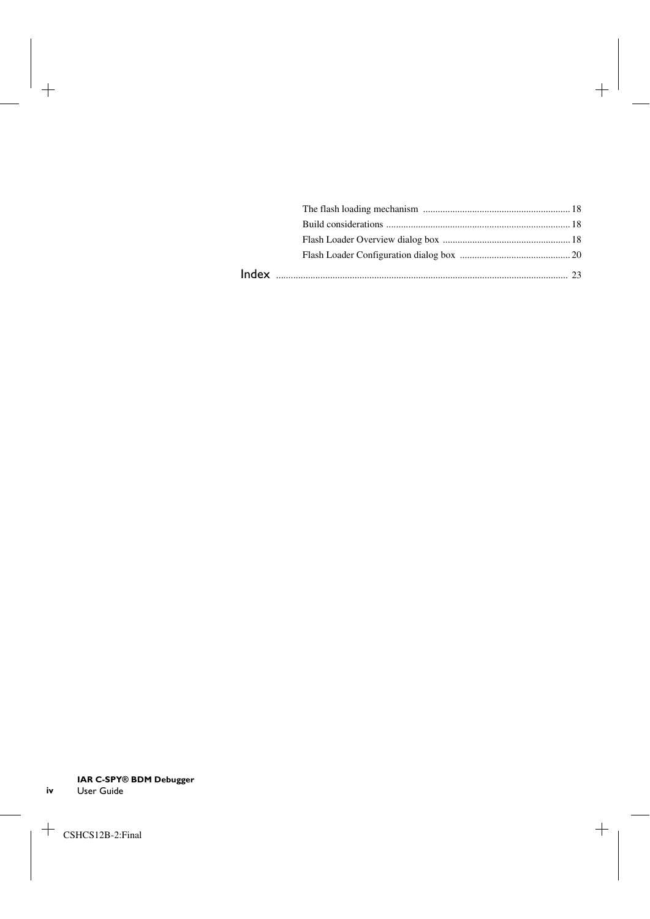The flash loading mechanism ............................................................ 18

Build considerations ........................................................................... 18

Flash Loader Overview dialog box .................................................... 18

Flash Loader Configuration dialog box ............................................. 20

Index ..................................................................................................................... 23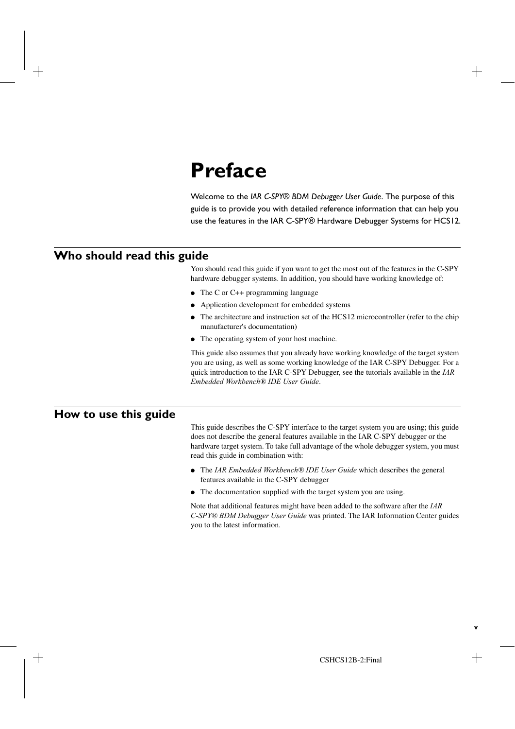# Preface

Welcome to the *IAR C-SPY® BDM Debugger User Guide*. The purpose of this guide is to provide you with detailed reference information that can help you use the features in the IAR C-SPY® Hardware Debugger Systems for HCS12.

## Who should read this guide

You should read this guide if you want to get the most out of the features in the C-SPY hardware debugger systems. In addition, you should have working knowledge of:

- The C or C++ programming language
- Application development for embedded systems
- The architecture and instruction set of the HCS12 microcontroller (refer to the chip manufacturer's documentation)
- The operating system of your host machine.

This guide also assumes that you already have working knowledge of the target system you are using, as well as some working knowledge of the IAR C-SPY Debugger. For a quick introduction to the IAR C-SPY Debugger, see the tutorials available in the *IAR Embedded Workbench® IDE User Guide*.

## How to use this guide

This guide describes the C-SPY interface to the target system you are using; this guide does not describe the general features available in the IAR C-SPY debugger or the hardware target system. To take full advantage of the whole debugger system, you must read this guide in combination with:

- The *IAR Embedded Workbench® IDE User Guide* which describes the general features available in the C-SPY debugger
- The documentation supplied with the target system you are using.

Note that additional features might have been added to the software after the *IAR C-SPY® BDM Debugger User Guide* was printed. The IAR Information Center guides you to the latest information.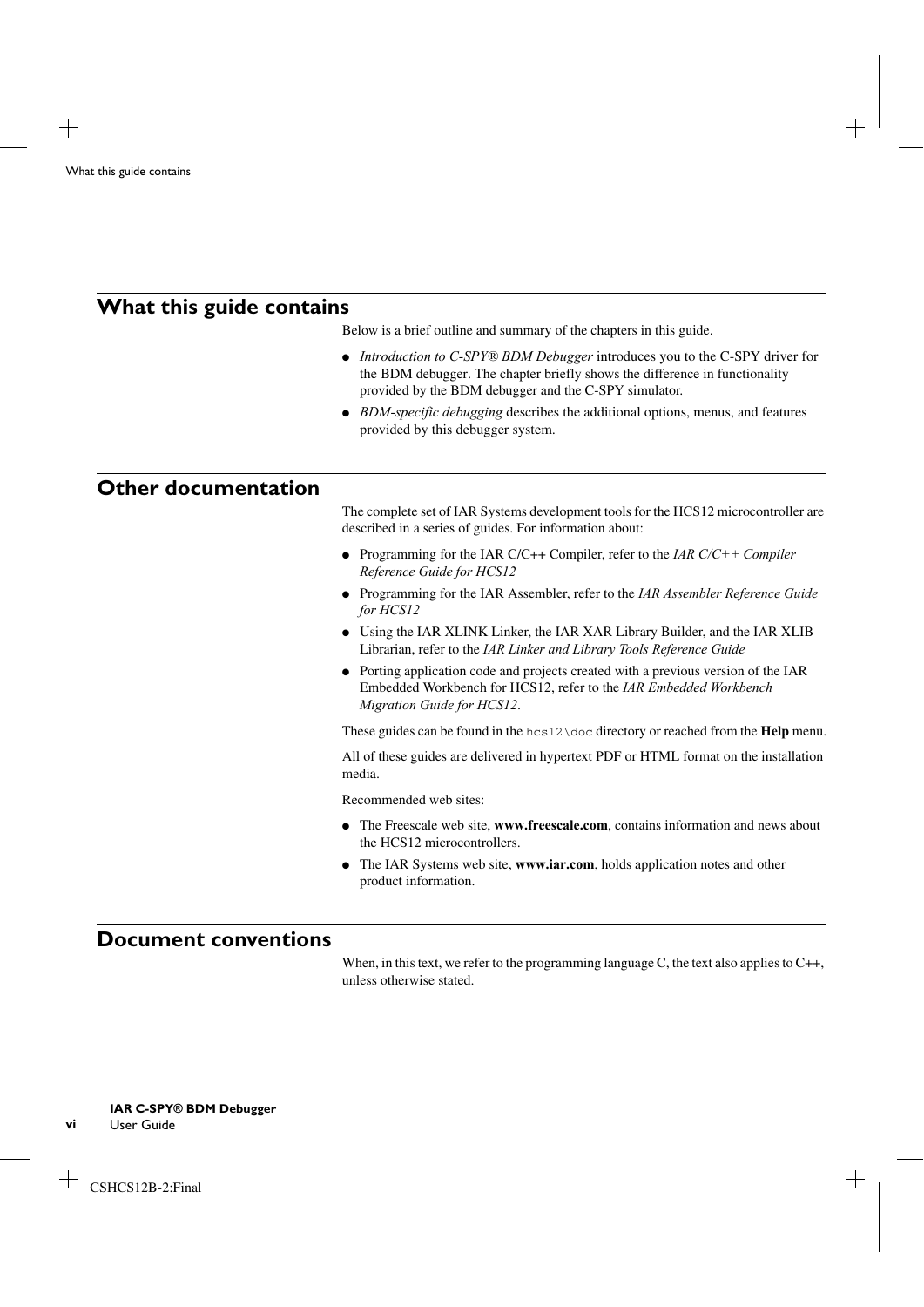## What this guide contains

Below is a brief outline and summary of the chapters in this guide.

- *Introduction to C-SPY® BDM Debugger* introduces you to the C-SPY driver for the BDM debugger. The chapter briefly shows the difference in functionality provided by the BDM debugger and the C-SPY simulator.
- *BDM-specific debugging* describes the additional options, menus, and features provided by this debugger system.

## Other documentation

The complete set of IAR Systems development tools for the HCS12 microcontroller are described in a series of guides. For information about:

- Programming for the IAR C/C++ Compiler, refer to the *IAR C/C++ Compiler Reference Guide for HCS12*
- Programming for the IAR Assembler, refer to the *IAR Assembler Reference Guide for HCS12*
- Using the IAR XLINK Linker, the IAR XAR Library Builder, and the IAR XLIB Librarian, refer to the *IAR Linker and Library Tools Reference Guide*
- Porting application code and projects created with a previous version of the IAR Embedded Workbench for HCS12, refer to the *IAR Embedded Workbench Migration Guide for HCS12*.

These guides can be found in the `hcs12\doc` directory or reached from the **Help** menu.

All of these guides are delivered in hypertext PDF or HTML format on the installation media.

Recommended web sites:

- The Freescale web site, **www.freescale.com**, contains information and news about the HCS12 microcontrollers.
- The IAR Systems web site, **www.iar.com**, holds application notes and other product information.

## Document conventions

When, in this text, we refer to the programming language C, the text also applies to C++, unless otherwise stated.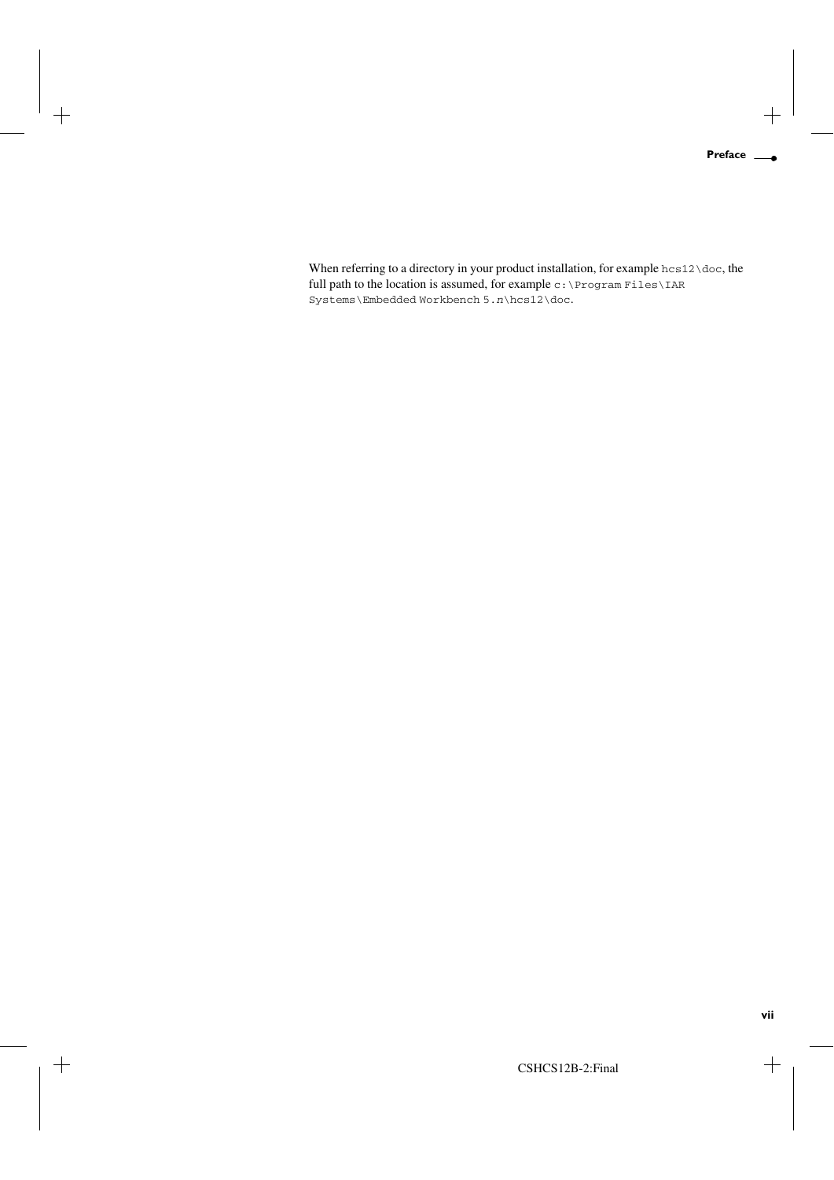When referring to a directory in your product installation, for example `hcs12\doc`, the full path to the location is assumed, for example `c:\Program Files\IAR Systems\Embedded Workbench 5.n\hcs12\doc`.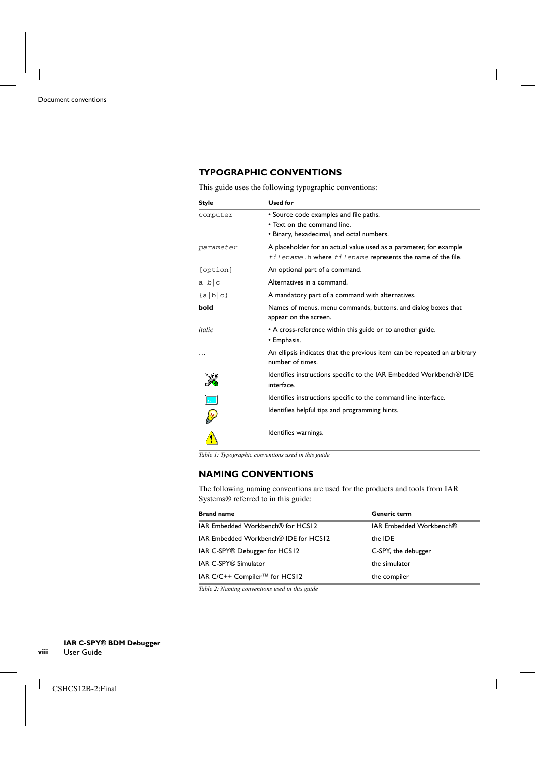### TYPOGRAPHIC CONVENTIONS

This guide uses the following typographic conventions:

| Style | Used for |
|---|---|
| `computer` | • Source code examples and file paths.<br>• Text on the command line.<br>• Binary, hexadecimal, and octal numbers. |
| *`parameter`* | A placeholder for an actual value used as a parameter, for example *`filename`*`.h` where *`filename`* represents the name of the file. |
| `[option]` | An optional part of a command. |
| `a\|b\|c` | Alternatives in a command. |
| `{a\|b\|c}` | A mandatory part of a command with alternatives. |
| **bold** | Names of menus, menu commands, buttons, and dialog boxes that appear on the screen. |
| *italic* | • A cross-reference within this guide or to another guide.<br>• Emphasis. |
| … | An ellipsis indicates that the previous item can be repeated an arbitrary number of times. |
| | Identifies instructions specific to the IAR Embedded Workbench® IDE interface. |
| | Identifies instructions specific to the command line interface. |
| | Identifies helpful tips and programming hints. |
| | Identifies warnings. |

*Table 1: Typographic conventions used in this guide*

### NAMING CONVENTIONS

The following naming conventions are used for the products and tools from IAR Systems® referred to in this guide:

| Brand name | Generic term |
|---|---|
| IAR Embedded Workbench® for HCS12 | IAR Embedded Workbench® |
| IAR Embedded Workbench® IDE for HCS12 | the IDE |
| IAR C-SPY® Debugger for HCS12 | C-SPY, the debugger |
| IAR C-SPY® Simulator | the simulator |
| IAR C/C++ Compiler™ for HCS12 | the compiler |

*Table 2: Naming conventions used in this guide*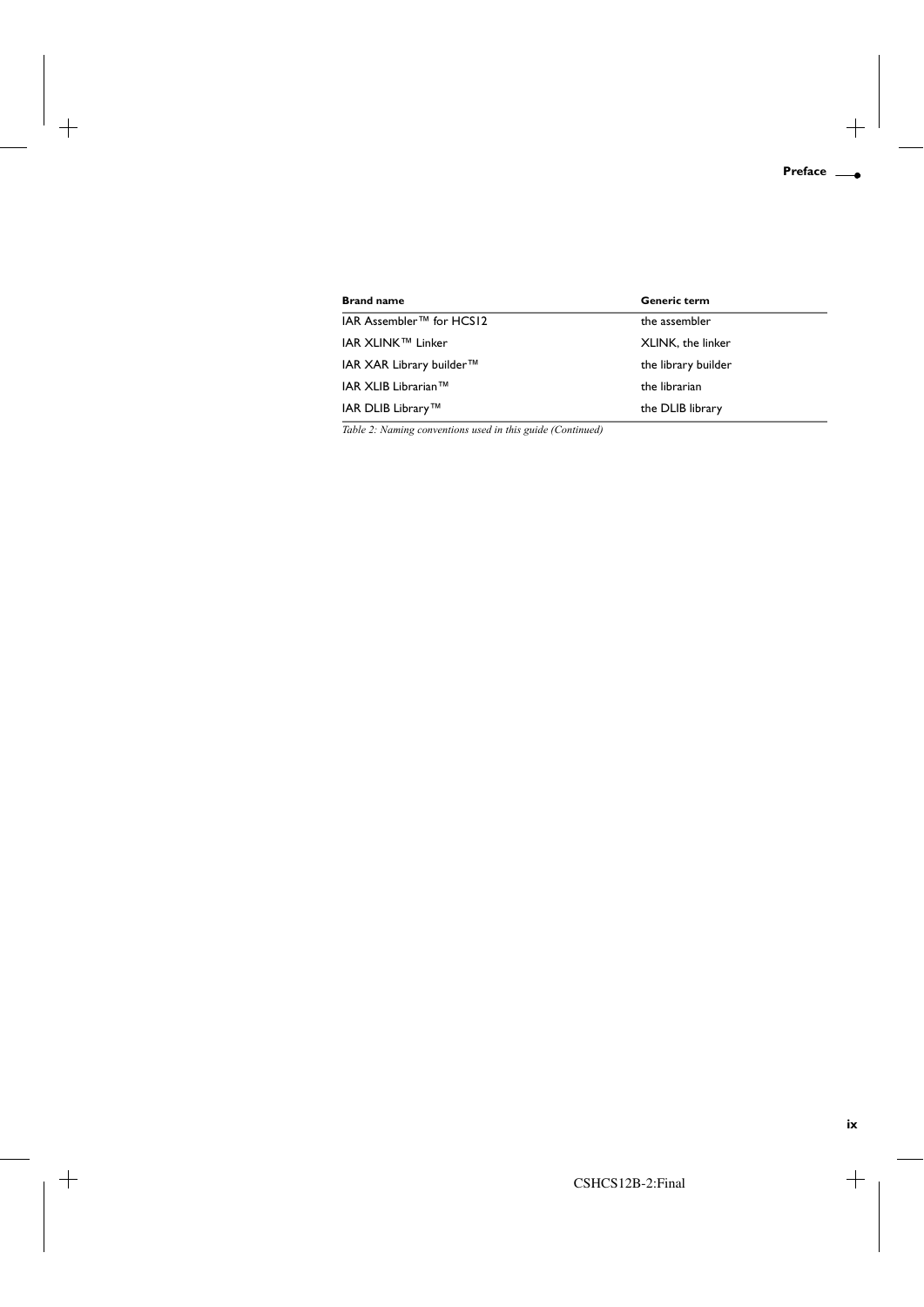| Brand name | Generic term |
| --- | --- |
| IAR Assembler™ for HCS12 | the assembler |
| IAR XLINK™ Linker | XLINK, the linker |
| IAR XAR Library builder™ | the library builder |
| IAR XLIB Librarian™ | the librarian |
| IAR DLIB Library™ | the DLIB library |

*Table 2: Naming conventions used in this guide (Continued)*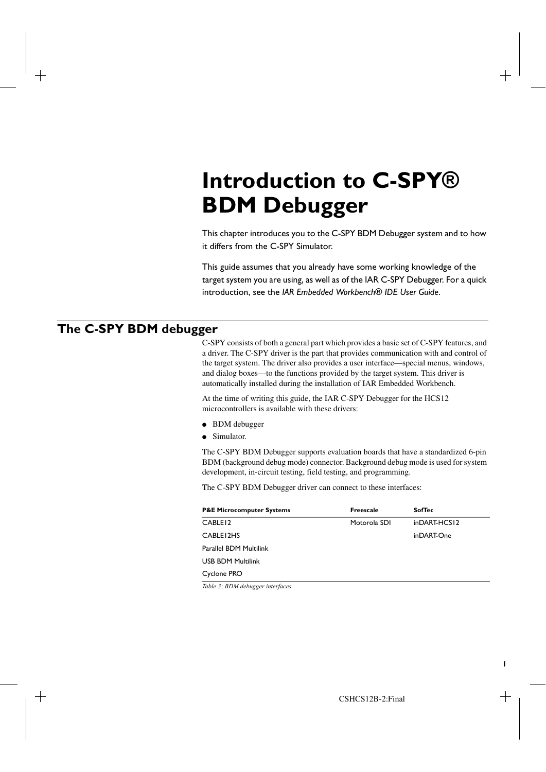# Introduction to C-SPY® BDM Debugger

This chapter introduces you to the C-SPY BDM Debugger system and to how it differs from the C-SPY Simulator.

This guide assumes that you already have some working knowledge of the target system you are using, as well as of the IAR C-SPY Debugger. For a quick introduction, see the *IAR Embedded Workbench® IDE User Guide*.

## The C-SPY BDM debugger

C-SPY consists of both a general part which provides a basic set of C-SPY features, and a driver. The C-SPY driver is the part that provides communication with and control of the target system. The driver also provides a user interface—special menus, windows, and dialog boxes—to the functions provided by the target system. This driver is automatically installed during the installation of IAR Embedded Workbench.

At the time of writing this guide, the IAR C-SPY Debugger for the HCS12 microcontrollers is available with these drivers:

- BDM debugger
- Simulator.

The C-SPY BDM Debugger supports evaluation boards that have a standardized 6-pin BDM (background debug mode) connector. Background debug mode is used for system development, in-circuit testing, field testing, and programming.

The C-SPY BDM Debugger driver can connect to these interfaces:

| P&E Microcomputer Systems | Freescale | SofTec |
|---|---|---|
| CABLE12 | Motorola SDI | inDART-HCS12 |
| CABLE12HS | | inDART-One |
| Parallel BDM Multilink | | |
| USB BDM Multilink | | |
| Cyclone PRO | | |

*Table 3: BDM debugger interfaces*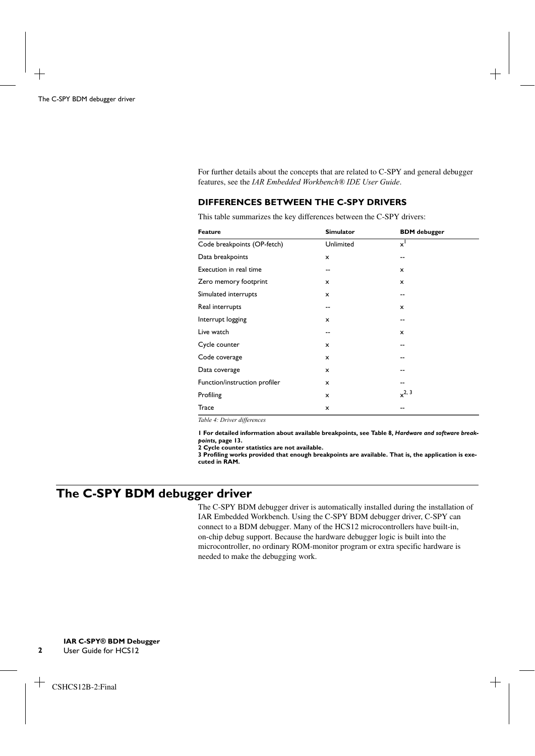For further details about the concepts that are related to C-SPY and general debugger features, see the *IAR Embedded Workbench® IDE User Guide*.

### DIFFERENCES BETWEEN THE C-SPY DRIVERS

This table summarizes the key differences between the C-SPY drivers:

| Feature | Simulator | BDM debugger |
|---|---|---|
| Code breakpoints (OP-fetch) | Unlimited | x[1] |
| Data breakpoints | x | -- |
| Execution in real time | -- | x |
| Zero memory footprint | x | x |
| Simulated interrupts | x | -- |
| Real interrupts | -- | x |
| Interrupt logging | x | -- |
| Live watch | -- | x |
| Cycle counter | x | -- |
| Code coverage | x | -- |
| Data coverage | x | -- |
| Function/instruction profiler | x | -- |
| Profiling | x | x[2, 3] |
| Trace | x | -- |

*Table 4: Driver differences*

**1 For detailed information about available breakpoints, see Table 8, *Hardware and software breakpoints*, page 13.**
**2 Cycle counter statistics are not available.**
**3 Profiling works provided that enough breakpoints are available. That is, the application is executed in RAM.**

## The C-SPY BDM debugger driver

The C-SPY BDM debugger driver is automatically installed during the installation of IAR Embedded Workbench. Using the C-SPY BDM debugger driver, C-SPY can connect to a BDM debugger. Many of the HCS12 microcontrollers have built-in, on-chip debug support. Because the hardware debugger logic is built into the microcontroller, no ordinary ROM-monitor program or extra specific hardware is needed to make the debugging work.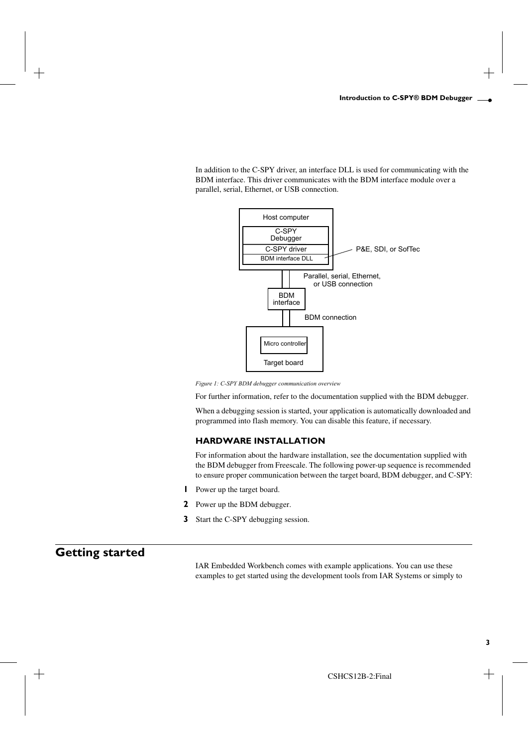In addition to the C-SPY driver, an interface DLL is used for communicating with the BDM interface. This driver communicates with the BDM interface module over a parallel, serial, Ethernet, or USB connection.

*Figure 1: C-SPY BDM debugger communication overview*

For further information, refer to the documentation supplied with the BDM debugger.

When a debugging session is started, your application is automatically downloaded and programmed into flash memory. You can disable this feature, if necessary.

### HARDWARE INSTALLATION

For information about the hardware installation, see the documentation supplied with the BDM debugger from Freescale. The following power-up sequence is recommended to ensure proper communication between the target board, BDM debugger, and C-SPY:

1. Power up the target board.
2. Power up the BDM debugger.
3. Start the C-SPY debugging session.

## Getting started

IAR Embedded Workbench comes with example applications. You can use these examples to get started using the development tools from IAR Systems or simply to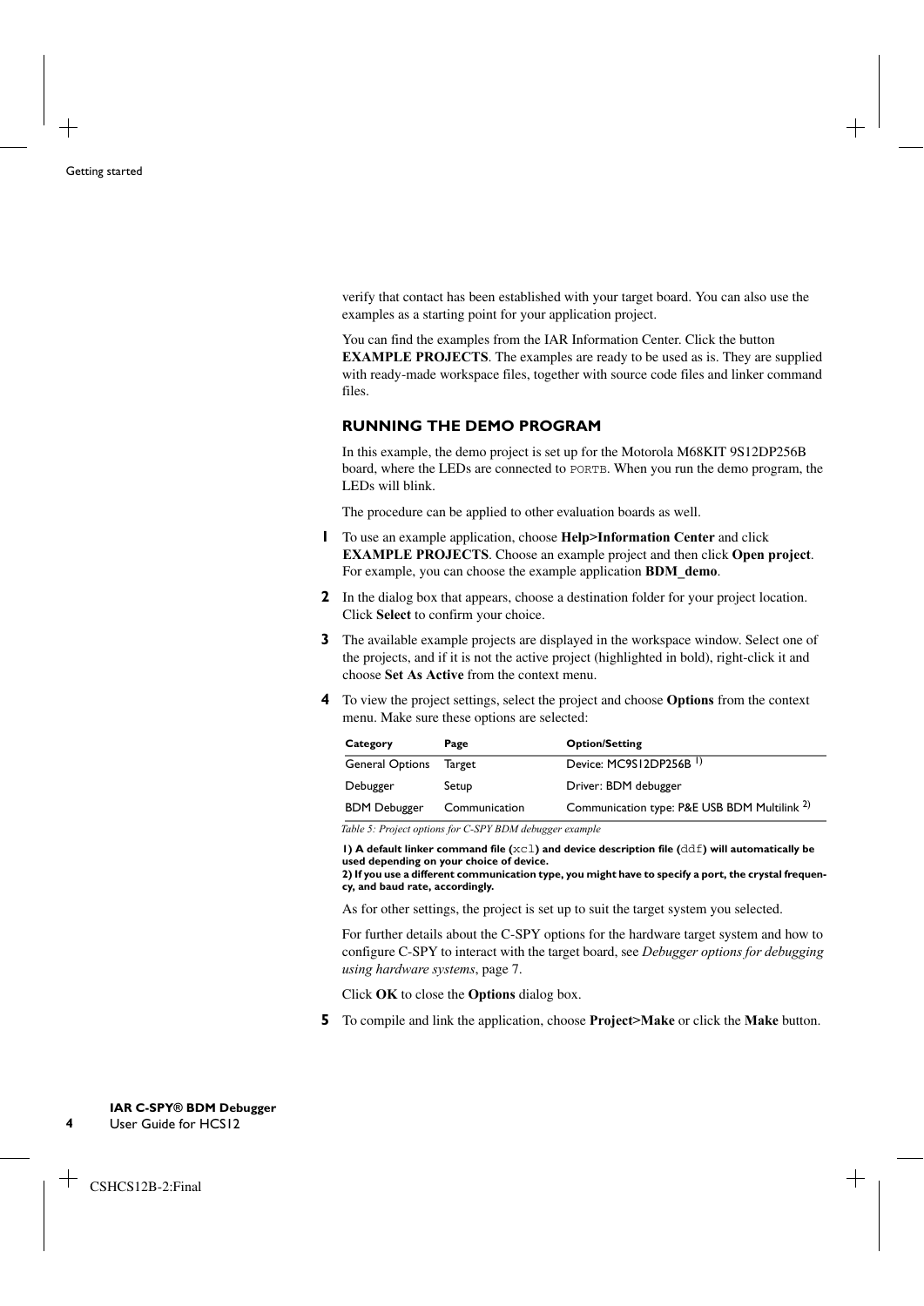verify that contact has been established with your target board. You can also use the examples as a starting point for your application project.

You can find the examples from the IAR Information Center. Click the button **EXAMPLE PROJECTS**. The examples are ready to be used as is. They are supplied with ready-made workspace files, together with source code files and linker command files.

### RUNNING THE DEMO PROGRAM

In this example, the demo project is set up for the Motorola M68KIT 9S12DP256B board, where the LEDs are connected to `PORTB`. When you run the demo program, the LEDs will blink.

The procedure can be applied to other evaluation boards as well.

1. To use an example application, choose **Help>Information Center** and click **EXAMPLE PROJECTS**. Choose an example project and then click **Open project**. For example, you can choose the example application **BDM_demo**.

2. In the dialog box that appears, choose a destination folder for your project location. Click **Select** to confirm your choice.

3. The available example projects are displayed in the workspace window. Select one of the projects, and if it is not the active project (highlighted in bold), right-click it and choose **Set As Active** from the context menu.

4. To view the project settings, select the project and choose **Options** from the context menu. Make sure these options are selected:

| Category | Page | Option/Setting |
|---|---|---|
| General Options | Target | Device: MC9S12DP256B [1)] |
| Debugger | Setup | Driver: BDM debugger |
| BDM Debugger | Communication | Communication type: P&E USB BDM Multilink [2)] |

*Table 5: Project options for C-SPY BDM debugger example*

**1) A default linker command file (`xcl`) and device description file (`ddf`) will automatically be used depending on your choice of device.**
**2) If you use a different communication type, you might have to specify a port, the crystal frequency, and baud rate, accordingly.**

As for other settings, the project is set up to suit the target system you selected.

For further details about the C-SPY options for the hardware target system and how to configure C-SPY to interact with the target board, see *Debugger options for debugging using hardware systems*, page 7.

Click **OK** to close the **Options** dialog box.

5. To compile and link the application, choose **Project>Make** or click the **Make** button.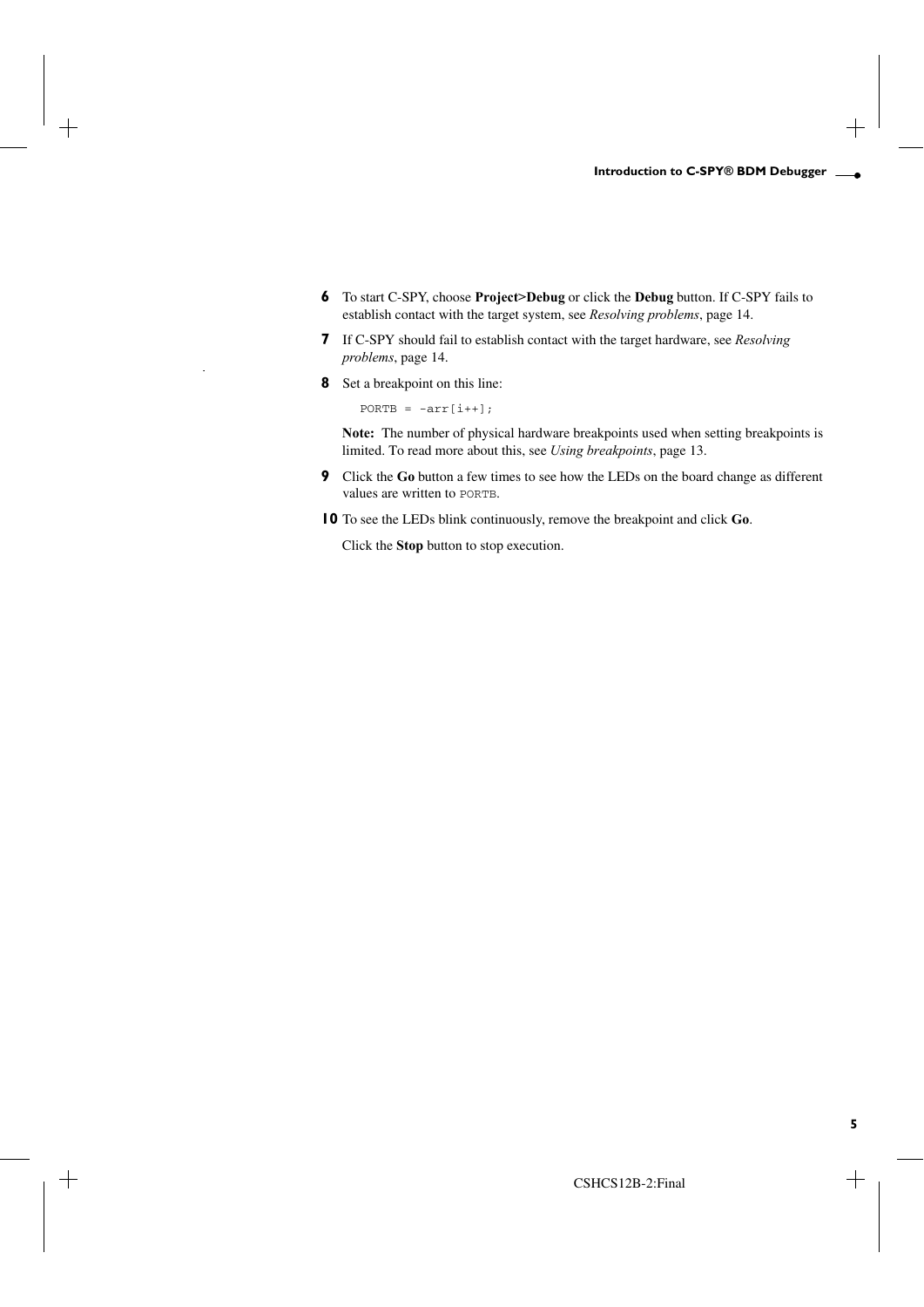6. To start C-SPY, choose **Project>Debug** or click the **Debug** button. If C-SPY fails to establish contact with the target system, see *Resolving problems*, page 14.

7. If C-SPY should fail to establish contact with the target hardware, see *Resolving problems*, page 14.

8. Set a breakpoint on this line:

```
PORTB = ~arr[i++];
```

   **Note:** The number of physical hardware breakpoints used when setting breakpoints is limited. To read more about this, see *Using breakpoints*, page 13.

9. Click the **Go** button a few times to see how the LEDs on the board change as different values are written to `PORTB`.

10. To see the LEDs blink continuously, remove the breakpoint and click **Go**.

    Click the **Stop** button to stop execution.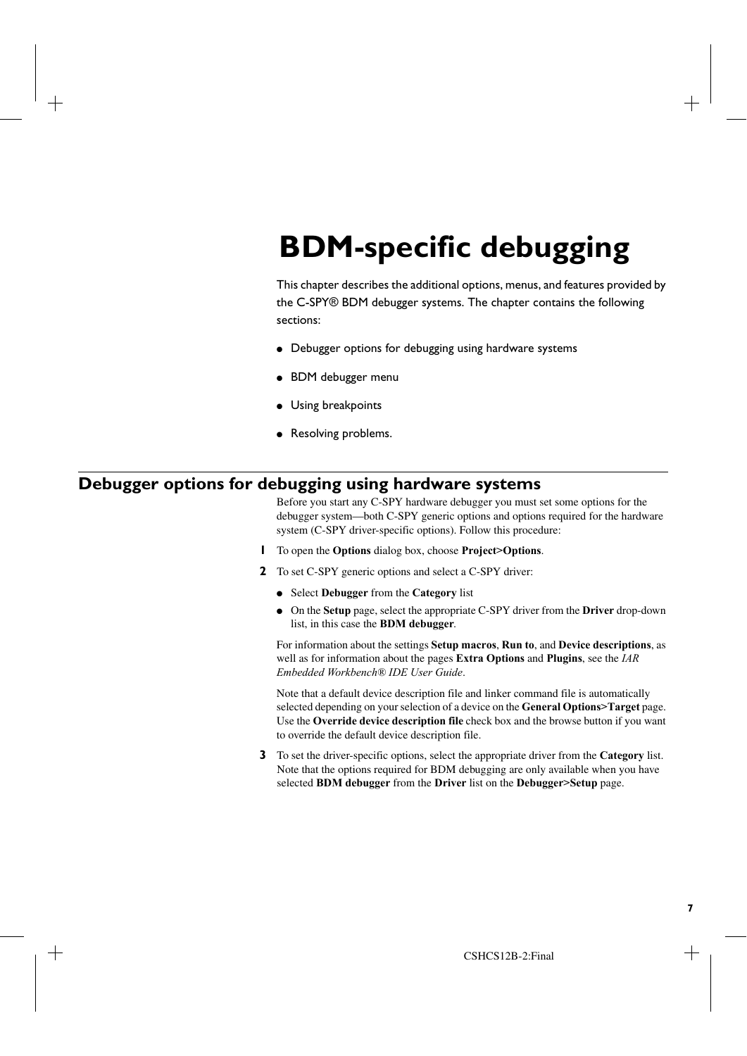# BDM-specific debugging

This chapter describes the additional options, menus, and features provided by the C-SPY® BDM debugger systems. The chapter contains the following sections:

- Debugger options for debugging using hardware systems
- BDM debugger menu
- Using breakpoints
- Resolving problems.

## Debugger options for debugging using hardware systems

Before you start any C-SPY hardware debugger you must set some options for the debugger system—both C-SPY generic options and options required for the hardware system (C-SPY driver-specific options). Follow this procedure:

1. To open the **Options** dialog box, choose **Project>Options**.
2. To set C-SPY generic options and select a C-SPY driver:
   - Select **Debugger** from the **Category** list
   - On the **Setup** page, select the appropriate C-SPY driver from the **Driver** drop-down list, in this case the **BDM debugger**.

   For information about the settings **Setup macros**, **Run to**, and **Device descriptions**, as well as for information about the pages **Extra Options** and **Plugins**, see the *IAR Embedded Workbench® IDE User Guide*.

   Note that a default device description file and linker command file is automatically selected depending on your selection of a device on the **General Options>Target** page. Use the **Override device description file** check box and the browse button if you want to override the default device description file.
3. To set the driver-specific options, select the appropriate driver from the **Category** list. Note that the options required for BDM debugging are only available when you have selected **BDM debugger** from the **Driver** list on the **Debugger>Setup** page.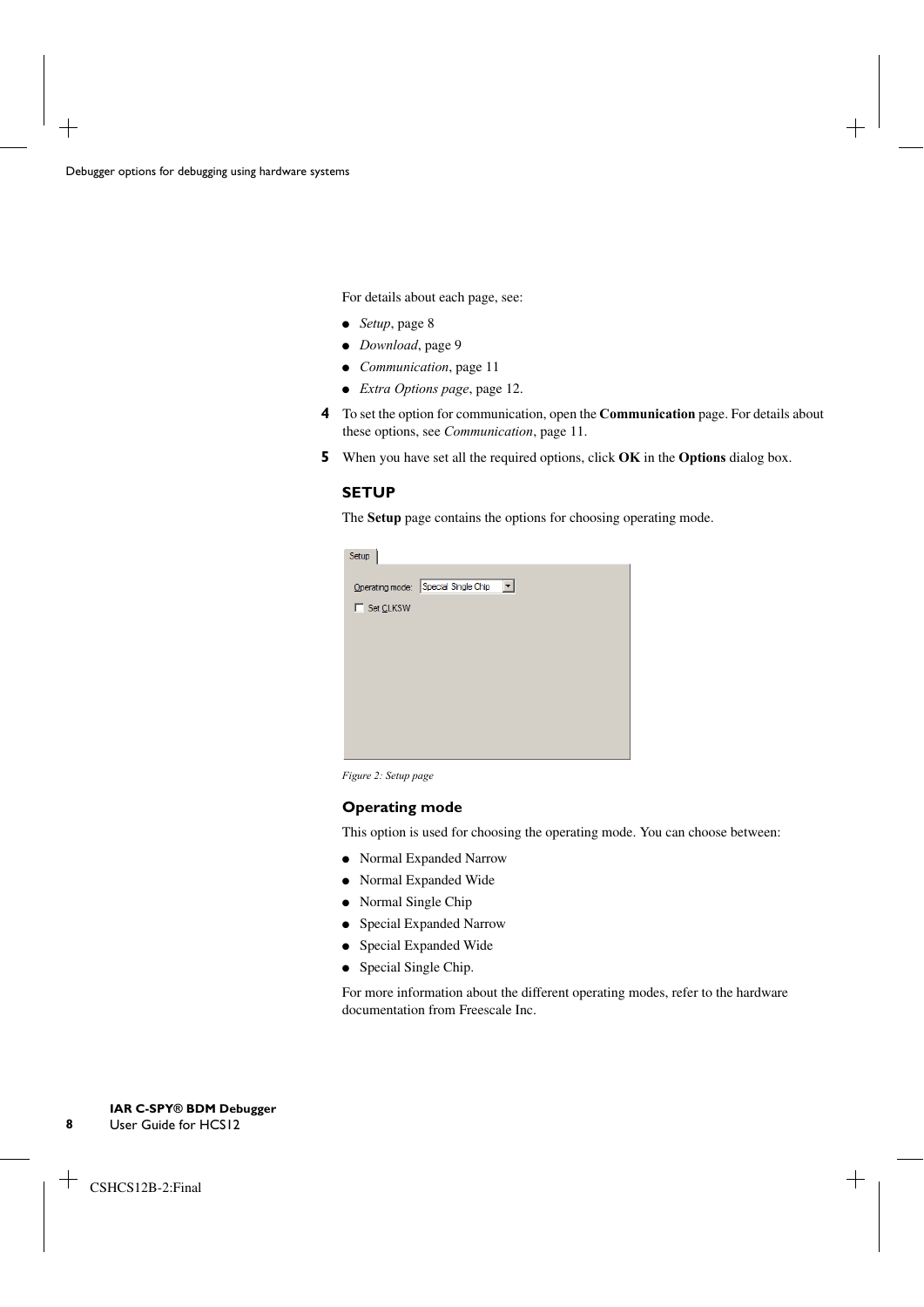For details about each page, see:

- *Setup*, page 8
- *Download*, page 9
- *Communication*, page 11
- *Extra Options page*, page 12.

**4** To set the option for communication, open the **Communication** page. For details about these options, see *Communication*, page 11.

**5** When you have set all the required options, click **OK** in the **Options** dialog box.

## SETUP

The **Setup** page contains the options for choosing operating mode.

*Figure 2: Setup page*

### Operating mode

This option is used for choosing the operating mode. You can choose between:

- Normal Expanded Narrow
- Normal Expanded Wide
- Normal Single Chip
- Special Expanded Narrow
- Special Expanded Wide
- Special Single Chip.

For more information about the different operating modes, refer to the hardware documentation from Freescale Inc.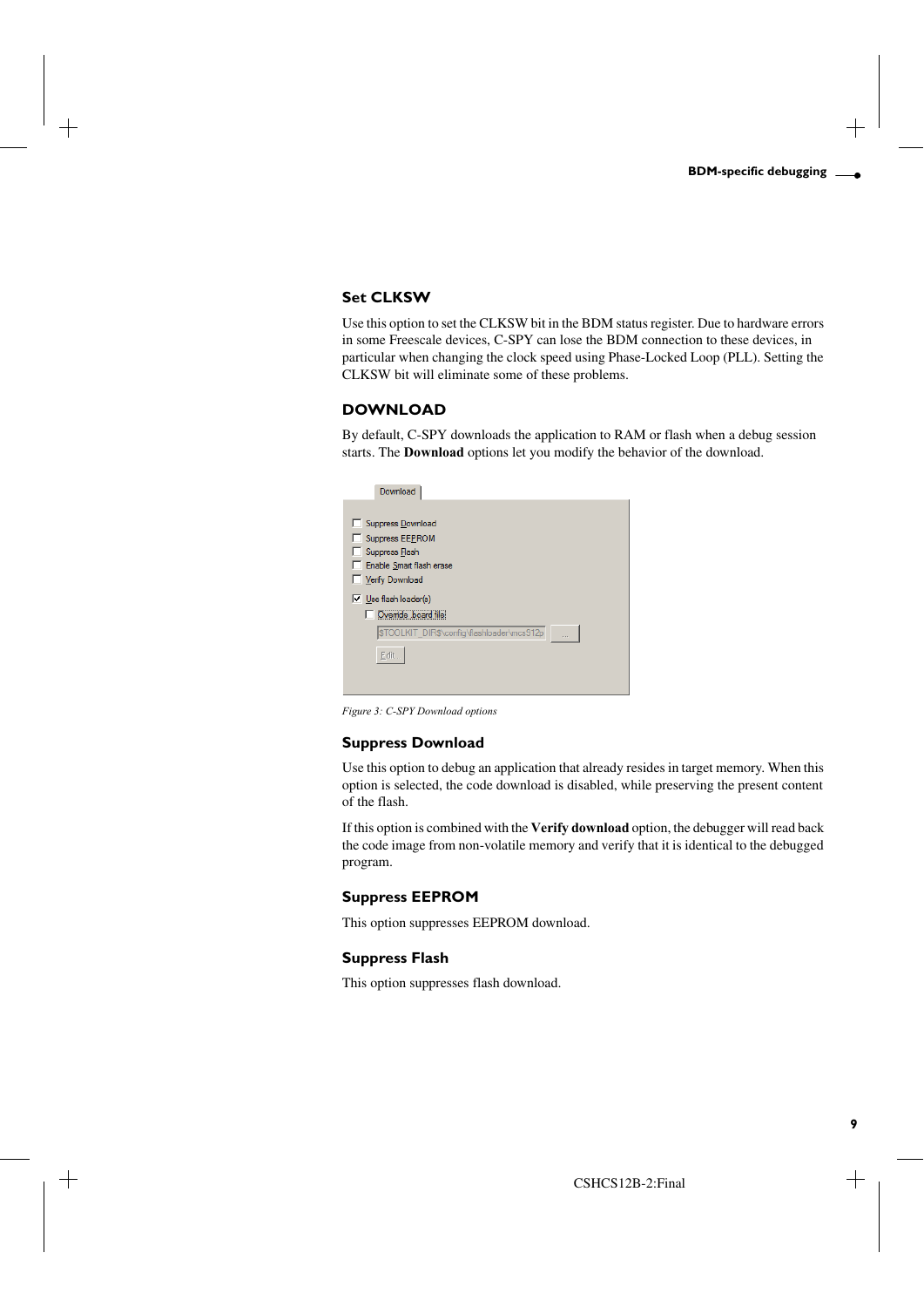### Set CLKSW

Use this option to set the CLKSW bit in the BDM status register. Due to hardware errors in some Freescale devices, C-SPY can lose the BDM connection to these devices, in particular when changing the clock speed using Phase-Locked Loop (PLL). Setting the CLKSW bit will eliminate some of these problems.

## DOWNLOAD

By default, C-SPY downloads the application to RAM or flash when a debug session starts. The **Download** options let you modify the behavior of the download.

*Figure 3: C-SPY Download options*

### Suppress Download

Use this option to debug an application that already resides in target memory. When this option is selected, the code download is disabled, while preserving the present content of the flash.

If this option is combined with the **Verify download** option, the debugger will read back the code image from non-volatile memory and verify that it is identical to the debugged program.

### Suppress EEPROM

This option suppresses EEPROM download.

### Suppress Flash

This option suppresses flash download.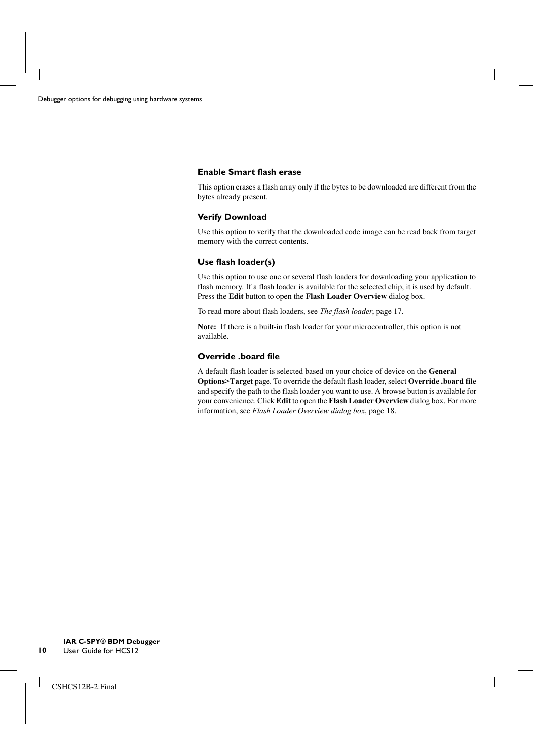### Enable Smart flash erase

This option erases a flash array only if the bytes to be downloaded are different from the bytes already present.

### Verify Download

Use this option to verify that the downloaded code image can be read back from target memory with the correct contents.

### Use flash loader(s)

Use this option to use one or several flash loaders for downloading your application to flash memory. If a flash loader is available for the selected chip, it is used by default. Press the **Edit** button to open the **Flash Loader Overview** dialog box.

To read more about flash loaders, see *The flash loader*, page 17.

**Note:** If there is a built-in flash loader for your microcontroller, this option is not available.

### Override .board file

A default flash loader is selected based on your choice of device on the **General Options>Target** page. To override the default flash loader, select **Override .board file** and specify the path to the flash loader you want to use. A browse button is available for your convenience. Click **Edit** to open the **Flash Loader Overview** dialog box. For more information, see *Flash Loader Overview dialog box*, page 18.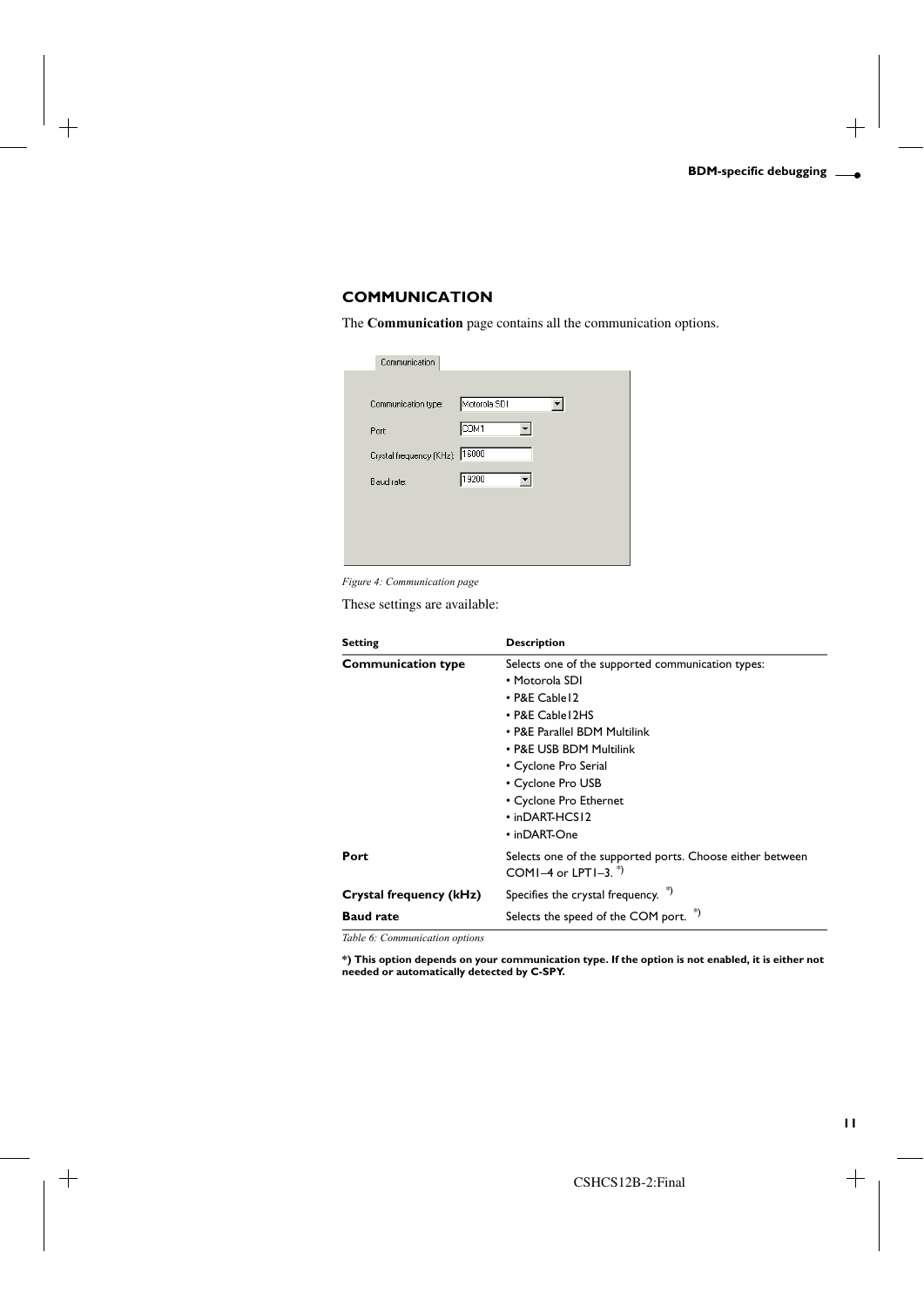## COMMUNICATION

The **Communication** page contains all the communication options.

*Figure 4: Communication page*

These settings are available:

| Setting | Description |
|---|---|
| **Communication type** | Selects one of the supported communication types:<br>• Motorola SDI<br>• P&E Cable12<br>• P&E Cable12HS<br>• P&E Parallel BDM Multilink<br>• P&E USB BDM Multilink<br>• Cyclone Pro Serial<br>• Cyclone Pro USB<br>• Cyclone Pro Ethernet<br>• inDART-HCS12<br>• inDART-One |
| **Port** | Selects one of the supported ports. Choose either between COM1–4 or LPT1–3. *) |
| **Crystal frequency (kHz)** | Specifies the crystal frequency. *) |
| **Baud rate** | Selects the speed of the COM port. *) |

*Table 6: Communication options*

**\*) This option depends on your communication type. If the option is not enabled, it is either not needed or automatically detected by C-SPY.**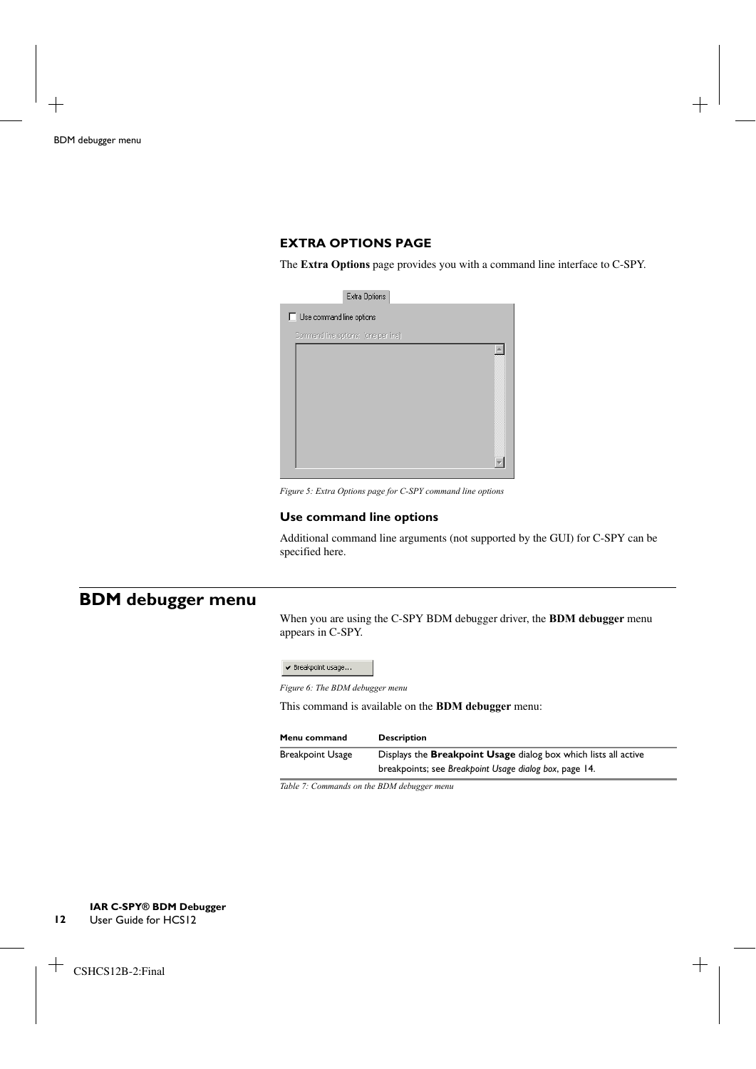### EXTRA OPTIONS PAGE

The **Extra Options** page provides you with a command line interface to C-SPY.

*Figure 5: Extra Options page for C-SPY command line options*

#### Use command line options

Additional command line arguments (not supported by the GUI) for C-SPY can be specified here.

## BDM debugger menu

When you are using the C-SPY BDM debugger driver, the **BDM debugger** menu appears in C-SPY.

*Figure 6: The BDM debugger menu*

This command is available on the **BDM debugger** menu:

| Menu command | Description |
|---|---|
| Breakpoint Usage | Displays the **Breakpoint Usage** dialog box which lists all active breakpoints; see *Breakpoint Usage dialog box*, page 14. |

*Table 7: Commands on the BDM debugger menu*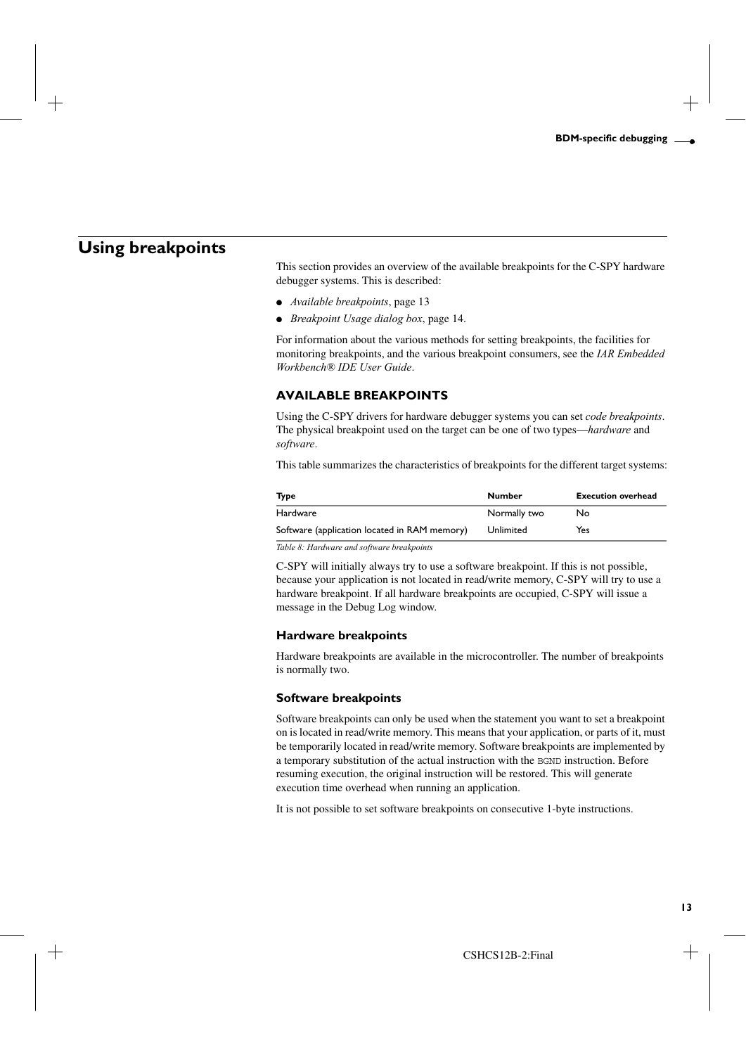# Using breakpoints

This section provides an overview of the available breakpoints for the C-SPY hardware debugger systems. This is described:

- *Available breakpoints*, page 13
- *Breakpoint Usage dialog box*, page 14.

For information about the various methods for setting breakpoints, the facilities for monitoring breakpoints, and the various breakpoint consumers, see the *IAR Embedded Workbench® IDE User Guide*.

## AVAILABLE BREAKPOINTS

Using the C-SPY drivers for hardware debugger systems you can set *code breakpoints*. The physical breakpoint used on the target can be one of two types—*hardware* and *software*.

This table summarizes the characteristics of breakpoints for the different target systems:

| Type | Number | Execution overhead |
|---|---|---|
| Hardware | Normally two | No |
| Software (application located in RAM memory) | Unlimited | Yes |

*Table 8: Hardware and software breakpoints*

C-SPY will initially always try to use a software breakpoint. If this is not possible, because your application is not located in read/write memory, C-SPY will try to use a hardware breakpoint. If all hardware breakpoints are occupied, C-SPY will issue a message in the Debug Log window.

### Hardware breakpoints

Hardware breakpoints are available in the microcontroller. The number of breakpoints is normally two.

### Software breakpoints

Software breakpoints can only be used when the statement you want to set a breakpoint on is located in read/write memory. This means that your application, or parts of it, must be temporarily located in read/write memory. Software breakpoints are implemented by a temporary substitution of the actual instruction with the `BGND` instruction. Before resuming execution, the original instruction will be restored. This will generate execution time overhead when running an application.

It is not possible to set software breakpoints on consecutive 1-byte instructions.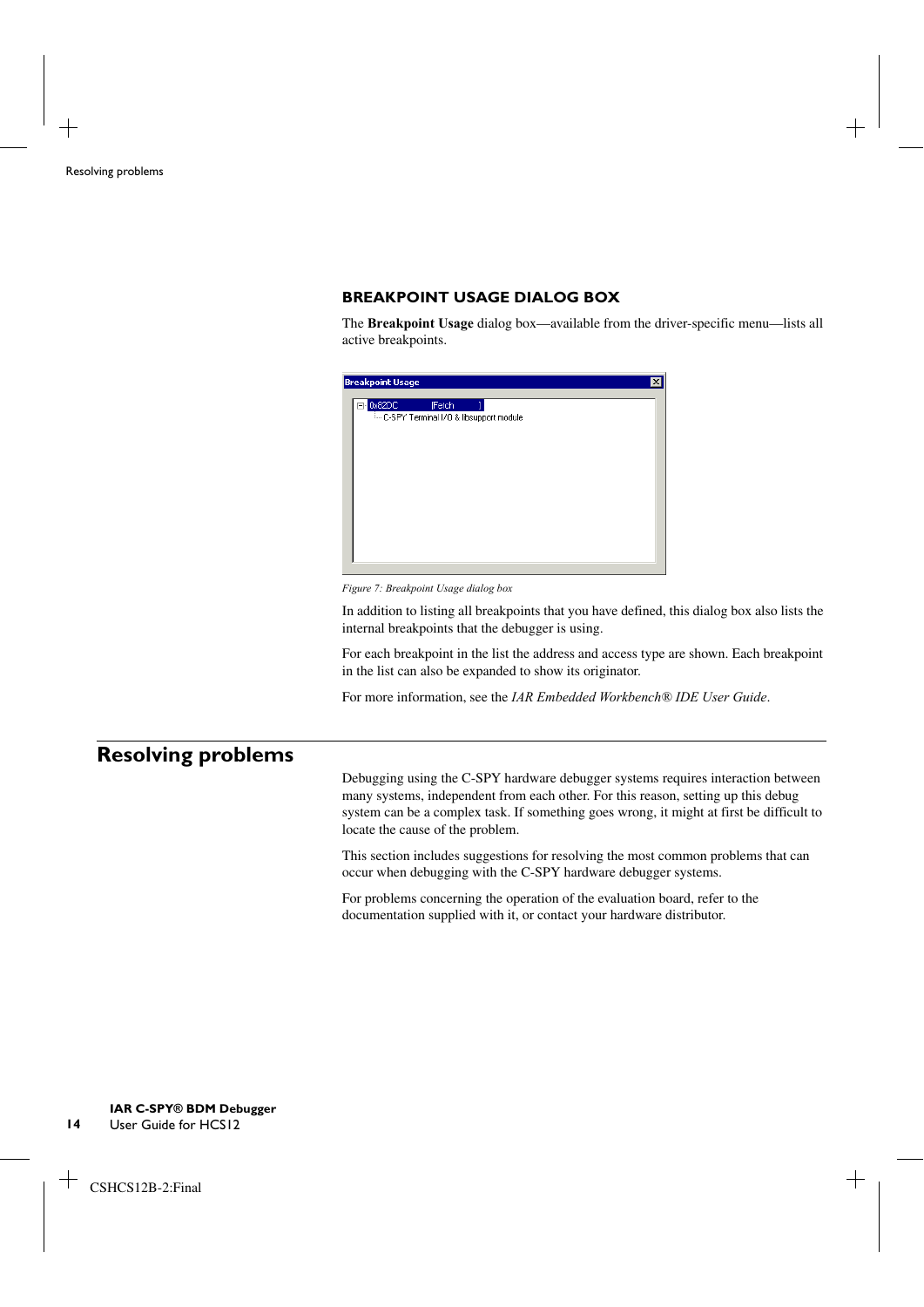### BREAKPOINT USAGE DIALOG BOX

The **Breakpoint Usage** dialog box—available from the driver-specific menu—lists all active breakpoints.

*Figure 7: Breakpoint Usage dialog box*

In addition to listing all breakpoints that you have defined, this dialog box also lists the internal breakpoints that the debugger is using.

For each breakpoint in the list the address and access type are shown. Each breakpoint in the list can also be expanded to show its originator.

For more information, see the *IAR Embedded Workbench® IDE User Guide*.

## Resolving problems

Debugging using the C-SPY hardware debugger systems requires interaction between many systems, independent from each other. For this reason, setting up this debug system can be a complex task. If something goes wrong, it might at first be difficult to locate the cause of the problem.

This section includes suggestions for resolving the most common problems that can occur when debugging with the C-SPY hardware debugger systems.

For problems concerning the operation of the evaluation board, refer to the documentation supplied with it, or contact your hardware distributor.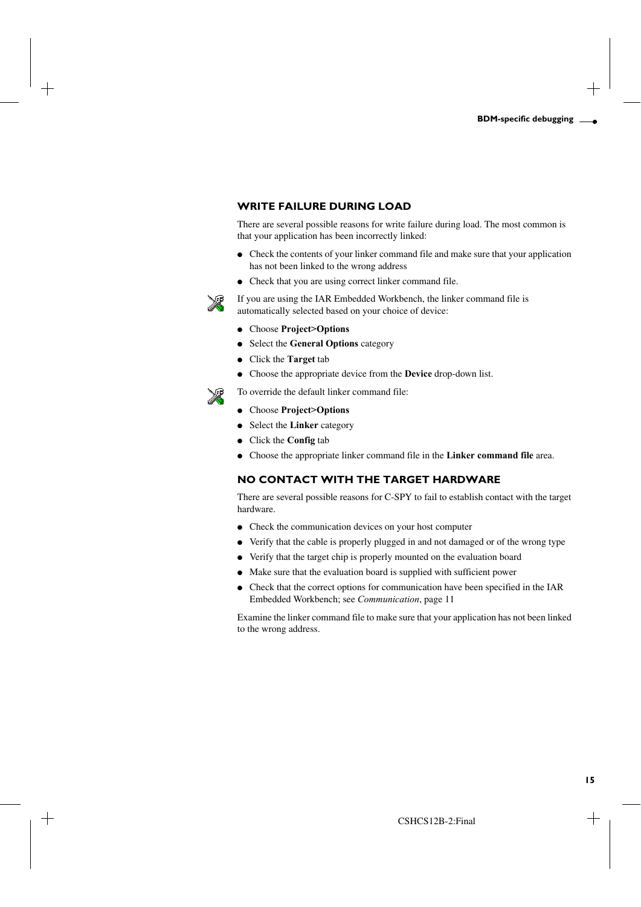## WRITE FAILURE DURING LOAD

There are several possible reasons for write failure during load. The most common is that your application has been incorrectly linked:

- Check the contents of your linker command file and make sure that your application has not been linked to the wrong address
- Check that you are using correct linker command file.

If you are using the IAR Embedded Workbench, the linker command file is automatically selected based on your choice of device:

- Choose **Project>Options**
- Select the **General Options** category
- Click the **Target** tab
- Choose the appropriate device from the **Device** drop-down list.

To override the default linker command file:

- Choose **Project>Options**
- Select the **Linker** category
- Click the **Config** tab
- Choose the appropriate linker command file in the **Linker command file** area.

## NO CONTACT WITH THE TARGET HARDWARE

There are several possible reasons for C-SPY to fail to establish contact with the target hardware.

- Check the communication devices on your host computer
- Verify that the cable is properly plugged in and not damaged or of the wrong type
- Verify that the target chip is properly mounted on the evaluation board
- Make sure that the evaluation board is supplied with sufficient power
- Check that the correct options for communication have been specified in the IAR Embedded Workbench; see *Communication*, page 11

Examine the linker command file to make sure that your application has not been linked to the wrong address.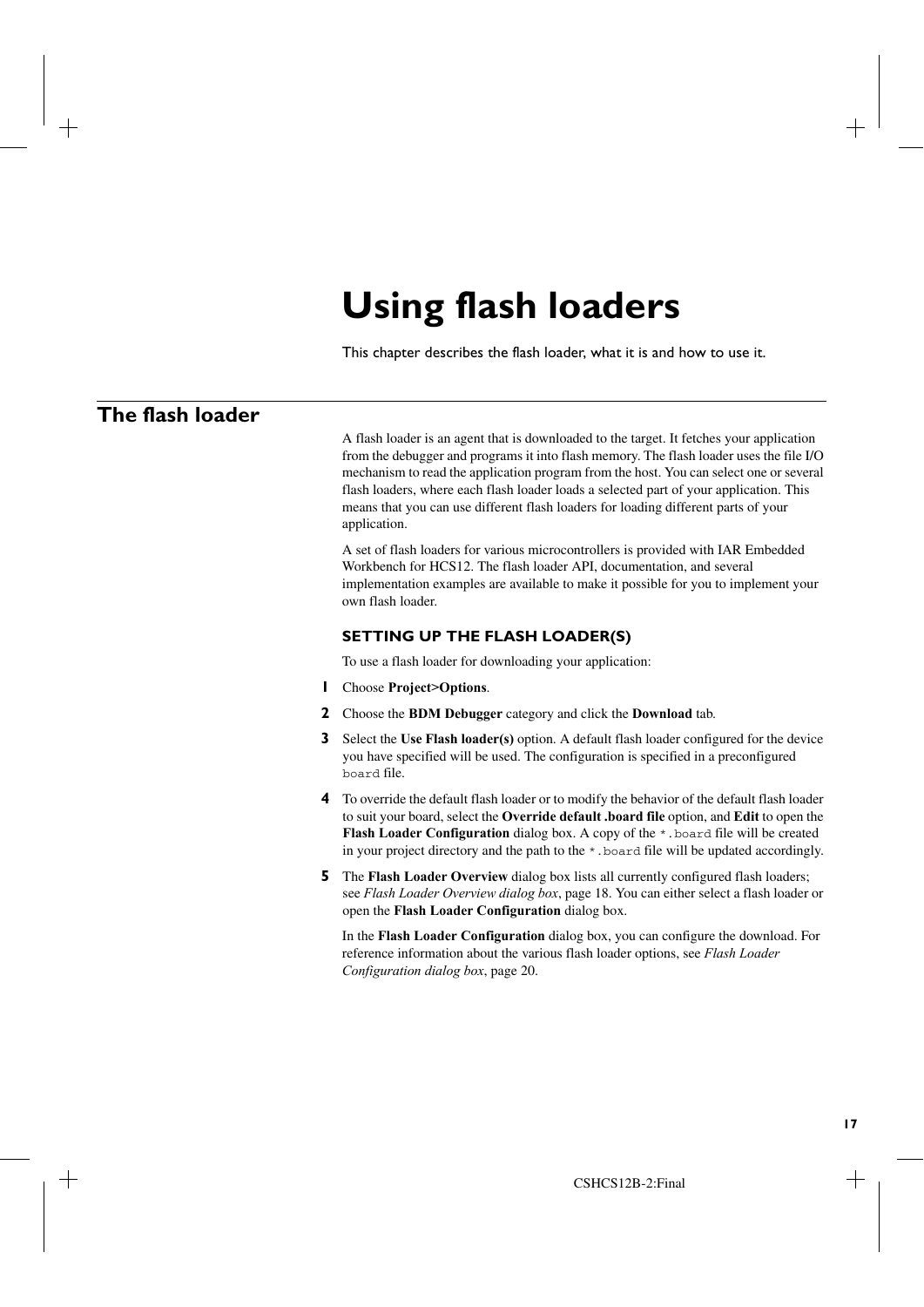# Using flash loaders

This chapter describes the flash loader, what it is and how to use it.

## The flash loader

A flash loader is an agent that is downloaded to the target. It fetches your application from the debugger and programs it into flash memory. The flash loader uses the file I/O mechanism to read the application program from the host. You can select one or several flash loaders, where each flash loader loads a selected part of your application. This means that you can use different flash loaders for loading different parts of your application.

A set of flash loaders for various microcontrollers is provided with IAR Embedded Workbench for HCS12. The flash loader API, documentation, and several implementation examples are available to make it possible for you to implement your own flash loader.

### SETTING UP THE FLASH LOADER(S)

To use a flash loader for downloading your application:

1. Choose **Project>Options**.
2. Choose the **BDM Debugger** category and click the **Download** tab.
3. Select the **Use Flash loader(s)** option. A default flash loader configured for the device you have specified will be used. The configuration is specified in a preconfigured `board` file.
4. To override the default flash loader or to modify the behavior of the default flash loader to suit your board, select the **Override default .board file** option, and **Edit** to open the **Flash Loader Configuration** dialog box. A copy of the `*.board` file will be created in your project directory and the path to the `*.board` file will be updated accordingly.
5. The **Flash Loader Overview** dialog box lists all currently configured flash loaders; see *Flash Loader Overview dialog box*, page 18. You can either select a flash loader or open the **Flash Loader Configuration** dialog box.

   In the **Flash Loader Configuration** dialog box, you can configure the download. For reference information about the various flash loader options, see *Flash Loader Configuration dialog box*, page 20.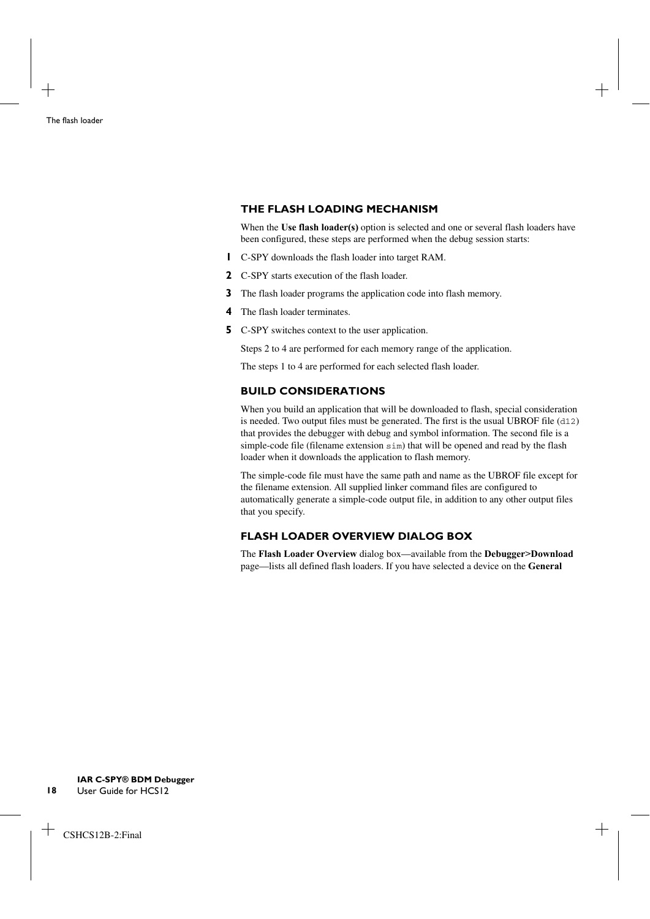### THE FLASH LOADING MECHANISM

When the **Use flash loader(s)** option is selected and one or several flash loaders have been configured, these steps are performed when the debug session starts:

1. C-SPY downloads the flash loader into target RAM.
2. C-SPY starts execution of the flash loader.
3. The flash loader programs the application code into flash memory.
4. The flash loader terminates.
5. C-SPY switches context to the user application.

Steps 2 to 4 are performed for each memory range of the application.

The steps 1 to 4 are performed for each selected flash loader.

### BUILD CONSIDERATIONS

When you build an application that will be downloaded to flash, special consideration is needed. Two output files must be generated. The first is the usual UBROF file (`d12`) that provides the debugger with debug and symbol information. The second file is a simple-code file (filename extension `sim`) that will be opened and read by the flash loader when it downloads the application to flash memory.

The simple-code file must have the same path and name as the UBROF file except for the filename extension. All supplied linker command files are configured to automatically generate a simple-code output file, in addition to any other output files that you specify.

### FLASH LOADER OVERVIEW DIALOG BOX

The **Flash Loader Overview** dialog box—available from the **Debugger>Download** page—lists all defined flash loaders. If you have selected a device on the **General**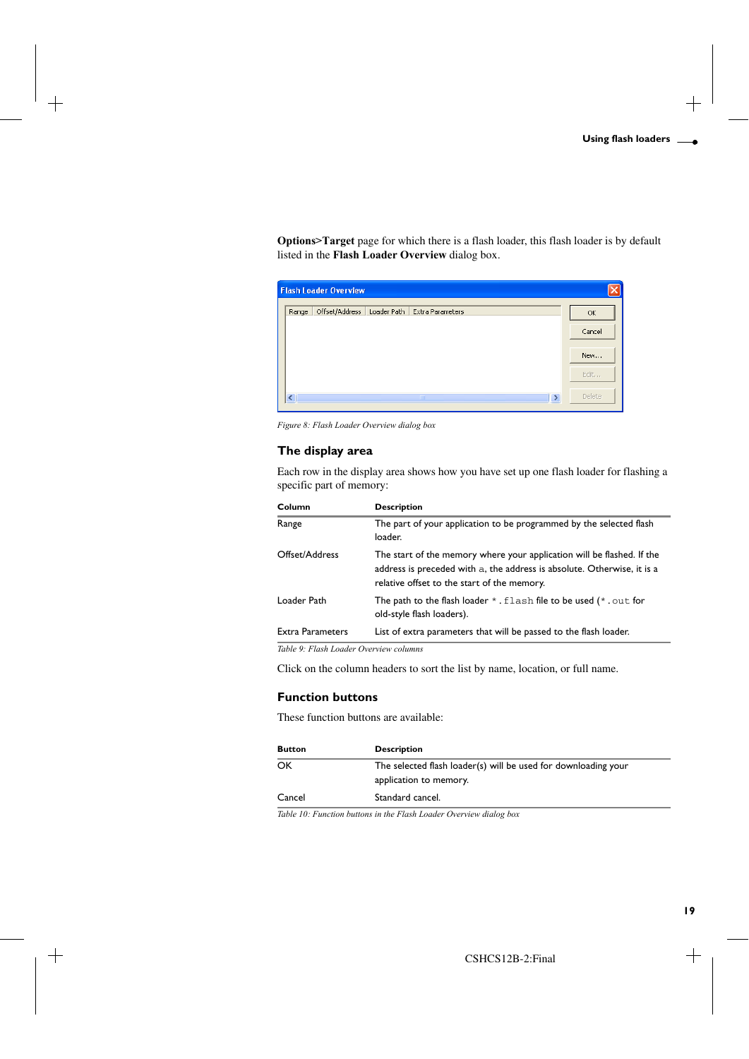**Options>Target** page for which there is a flash loader, this flash loader is by default listed in the **Flash Loader Overview** dialog box.

*Figure 8: Flash Loader Overview dialog box*

### The display area

Each row in the display area shows how you have set up one flash loader for flashing a specific part of memory:

| Column | Description |
|---|---|
| Range | The part of your application to be programmed by the selected flash loader. |
| Offset/Address | The start of the memory where your application will be flashed. If the address is preceded with `a`, the address is absolute. Otherwise, it is a relative offset to the start of the memory. |
| Loader Path | The path to the flash loader `*.flash` file to be used (`*.out` for old-style flash loaders). |
| Extra Parameters | List of extra parameters that will be passed to the flash loader. |

*Table 9: Flash Loader Overview columns*

Click on the column headers to sort the list by name, location, or full name.

### Function buttons

These function buttons are available:

| Button | Description |
|---|---|
| OK | The selected flash loader(s) will be used for downloading your application to memory. |
| Cancel | Standard cancel. |

*Table 10: Function buttons in the Flash Loader Overview dialog box*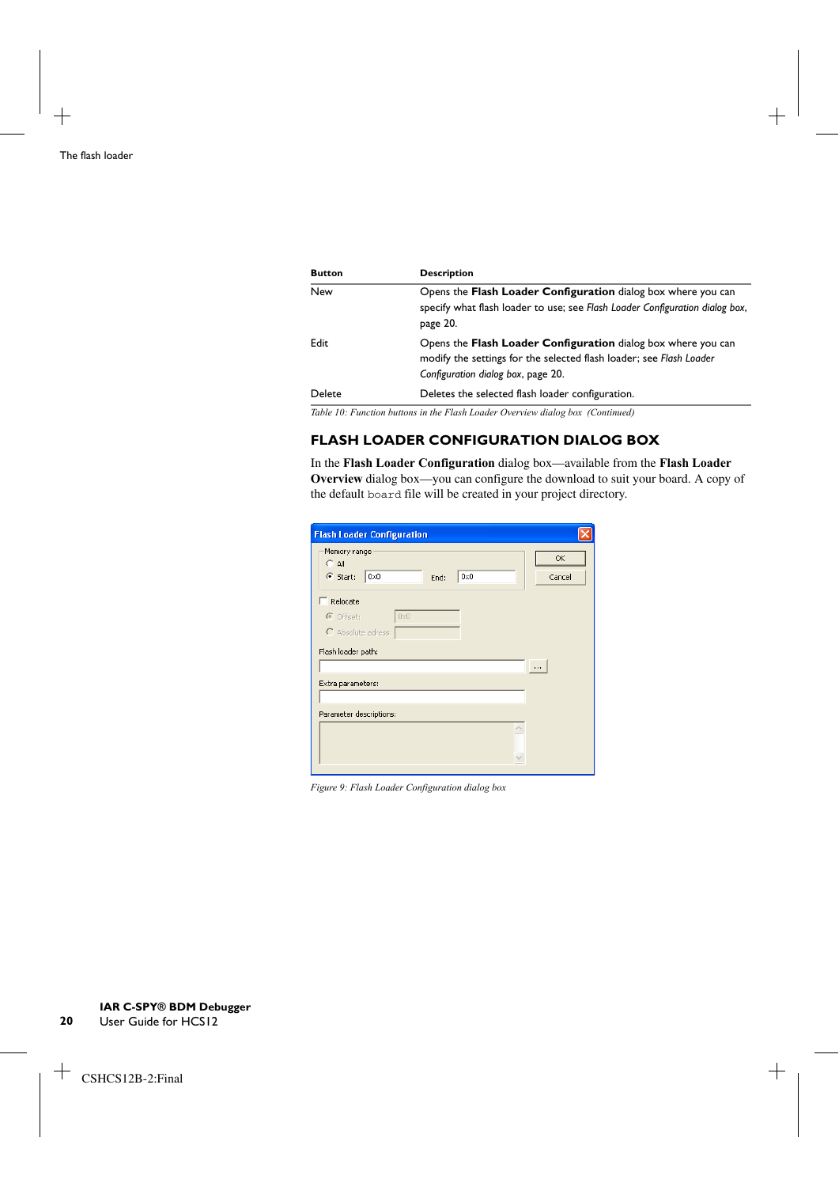| Button | Description |
|---|---|
| New | Opens the **Flash Loader Configuration** dialog box where you can specify what flash loader to use; see *Flash Loader Configuration dialog box*, page 20. |
| Edit | Opens the **Flash Loader Configuration** dialog box where you can modify the settings for the selected flash loader; see *Flash Loader Configuration dialog box*, page 20. |
| Delete | Deletes the selected flash loader configuration. |

*Table 10: Function buttons in the Flash Loader Overview dialog box (Continued)*

### FLASH LOADER CONFIGURATION DIALOG BOX

In the **Flash Loader Configuration** dialog box—available from the **Flash Loader Overview** dialog box—you can configure the download to suit your board. A copy of the default `board` file will be created in your project directory.

*Figure 9: Flash Loader Configuration dialog box*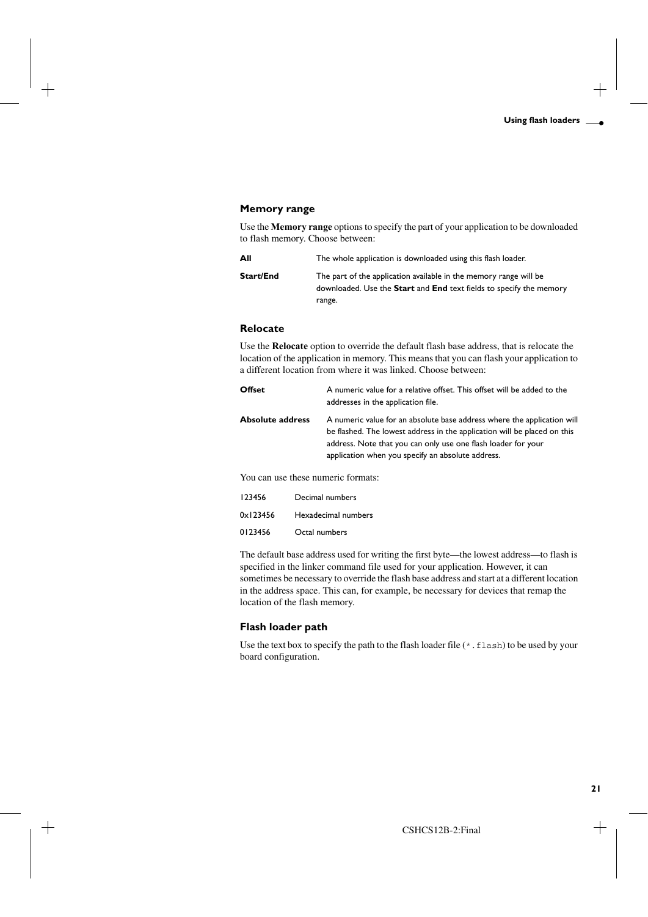### Memory range

Use the **Memory range** options to specify the part of your application to be downloaded to flash memory. Choose between:

| | |
|---|---|
| **All** | The whole application is downloaded using this flash loader. |
| **Start/End** | The part of the application available in the memory range will be downloaded. Use the **Start** and **End** text fields to specify the memory range. |

### Relocate

Use the **Relocate** option to override the default flash base address, that is relocate the location of the application in memory. This means that you can flash your application to a different location from where it was linked. Choose between:

| | |
|---|---|
| **Offset** | A numeric value for a relative offset. This offset will be added to the addresses in the application file. |
| **Absolute address** | A numeric value for an absolute base address where the application will be flashed. The lowest address in the application will be placed on this address. Note that you can only use one flash loader for your application when you specify an absolute address. |

You can use these numeric formats:

| | |
|---|---|
| 123456 | Decimal numbers |
| 0x123456 | Hexadecimal numbers |
| 0123456 | Octal numbers |

The default base address used for writing the first byte—the lowest address—to flash is specified in the linker command file used for your application. However, it can sometimes be necessary to override the flash base address and start at a different location in the address space. This can, for example, be necessary for devices that remap the location of the flash memory.

### Flash loader path

Use the text box to specify the path to the flash loader file (`*.flash`) to be used by your board configuration.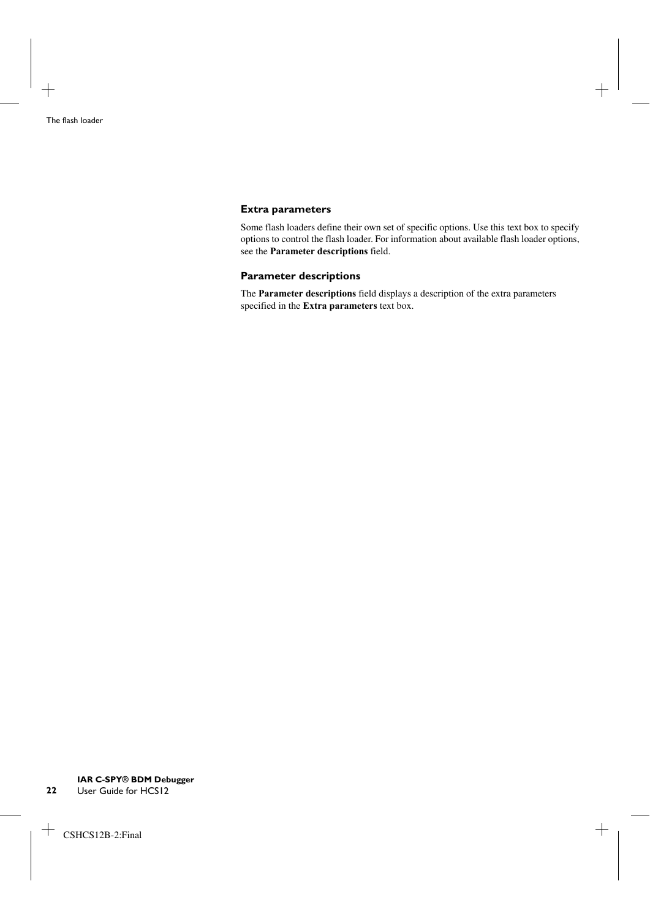### Extra parameters

Some flash loaders define their own set of specific options. Use this text box to specify options to control the flash loader. For information about available flash loader options, see the **Parameter descriptions** field.

### Parameter descriptions

The **Parameter descriptions** field displays a description of the extra parameters specified in the **Extra parameters** text box.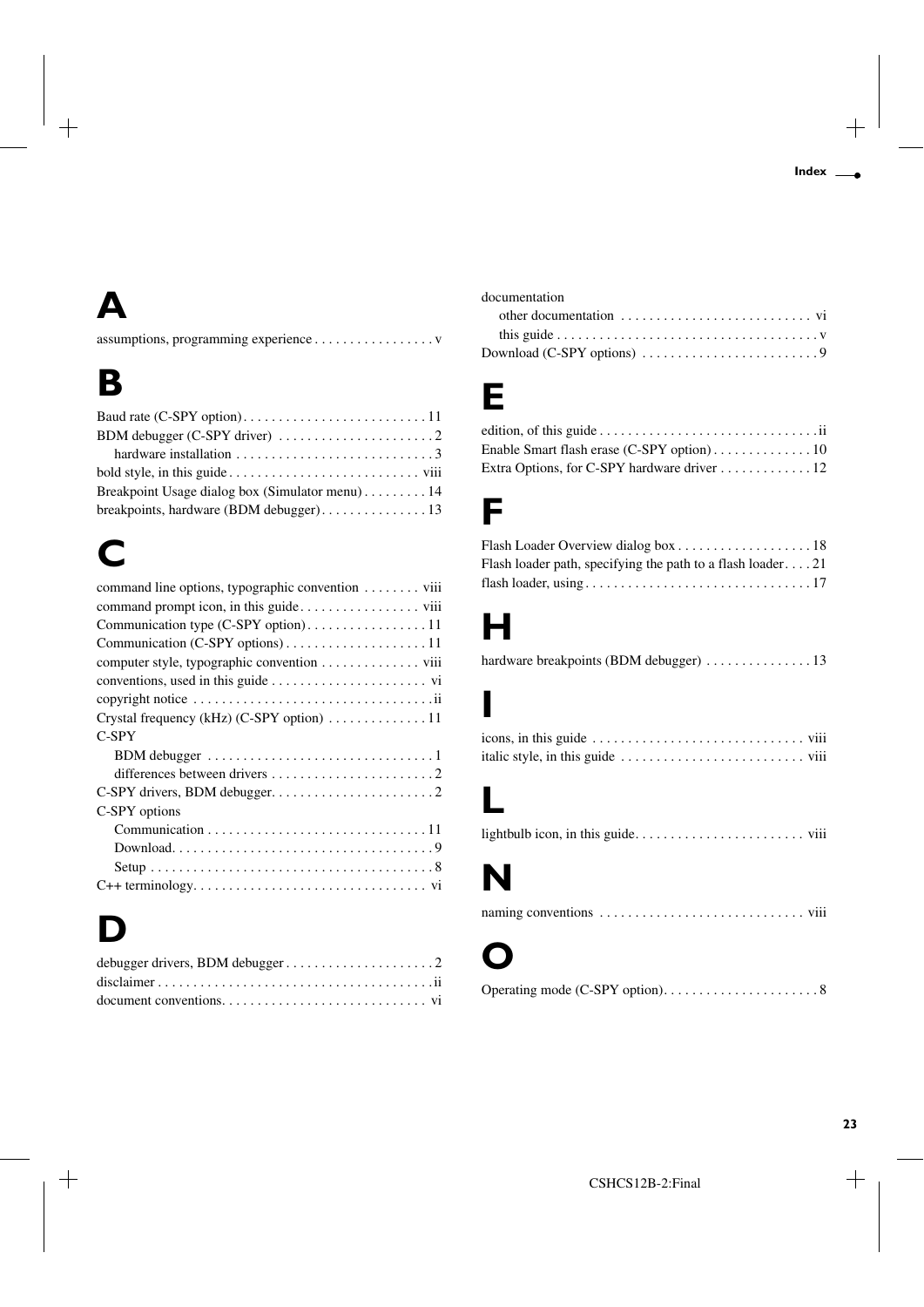# A

assumptions, programming experience . . . . . . . . . . . . . . . . . v

# B

Baud rate (C-SPY option) . . . . . . . . . . . . . . . . . . . . . . . . . . 11
BDM debugger (C-SPY driver) . . . . . . . . . . . . . . . . . . . . . . 2
  hardware installation . . . . . . . . . . . . . . . . . . . . . . . . . . . 3
bold style, in this guide . . . . . . . . . . . . . . . . . . . . . . . . . . viii
Breakpoint Usage dialog box (Simulator menu) . . . . . . . . . 14
breakpoints, hardware (BDM debugger) . . . . . . . . . . . . . . . 13

# C

command line options, typographic convention . . . . . . . . viii
command prompt icon, in this guide . . . . . . . . . . . . . . . . . viii
Communication type (C-SPY option) . . . . . . . . . . . . . . . . . 11
Communication (C-SPY options) . . . . . . . . . . . . . . . . . . . . 11
computer style, typographic convention . . . . . . . . . . . . . . viii
conventions, used in this guide . . . . . . . . . . . . . . . . . . . . . . vi
copyright notice . . . . . . . . . . . . . . . . . . . . . . . . . . . . . . . . . ii
Crystal frequency (kHz) (C-SPY option) . . . . . . . . . . . . . . 11
C-SPY
  BDM debugger . . . . . . . . . . . . . . . . . . . . . . . . . . . . . . . 1
  differences between drivers . . . . . . . . . . . . . . . . . . . . . . . 2
C-SPY drivers, BDM debugger . . . . . . . . . . . . . . . . . . . . . . . 2
C-SPY options
  Communication . . . . . . . . . . . . . . . . . . . . . . . . . . . . . . 11
  Download . . . . . . . . . . . . . . . . . . . . . . . . . . . . . . . . . . . 9
  Setup . . . . . . . . . . . . . . . . . . . . . . . . . . . . . . . . . . . . . . 8
C++ terminology . . . . . . . . . . . . . . . . . . . . . . . . . . . . . . . . vi

# D

debugger drivers, BDM debugger . . . . . . . . . . . . . . . . . . . . 2
disclaimer . . . . . . . . . . . . . . . . . . . . . . . . . . . . . . . . . . . . . ii
document conventions . . . . . . . . . . . . . . . . . . . . . . . . . . . . vi
documentation
  other documentation . . . . . . . . . . . . . . . . . . . . . . . . . . . vi
  this guide . . . . . . . . . . . . . . . . . . . . . . . . . . . . . . . . . . . . v
Download (C-SPY options) . . . . . . . . . . . . . . . . . . . . . . . . . 9

# E

edition, of this guide . . . . . . . . . . . . . . . . . . . . . . . . . . . . . ii
Enable Smart flash erase (C-SPY option) . . . . . . . . . . . . . . 10
Extra Options, for C-SPY hardware driver . . . . . . . . . . . . . 12

# F

Flash Loader Overview dialog box . . . . . . . . . . . . . . . . . . . 18
Flash loader path, specifying the path to a flash loader . . . . 21
flash loader, using . . . . . . . . . . . . . . . . . . . . . . . . . . . . . . . 17

# H

hardware breakpoints (BDM debugger) . . . . . . . . . . . . . . . 13

# I

icons, in this guide . . . . . . . . . . . . . . . . . . . . . . . . . . . . . viii
italic style, in this guide . . . . . . . . . . . . . . . . . . . . . . . . . viii

# L

lightbulb icon, in this guide . . . . . . . . . . . . . . . . . . . . . . . viii

# N

naming conventions . . . . . . . . . . . . . . . . . . . . . . . . . . . . . viii

# O

Operating mode (C-SPY option) . . . . . . . . . . . . . . . . . . . . . 8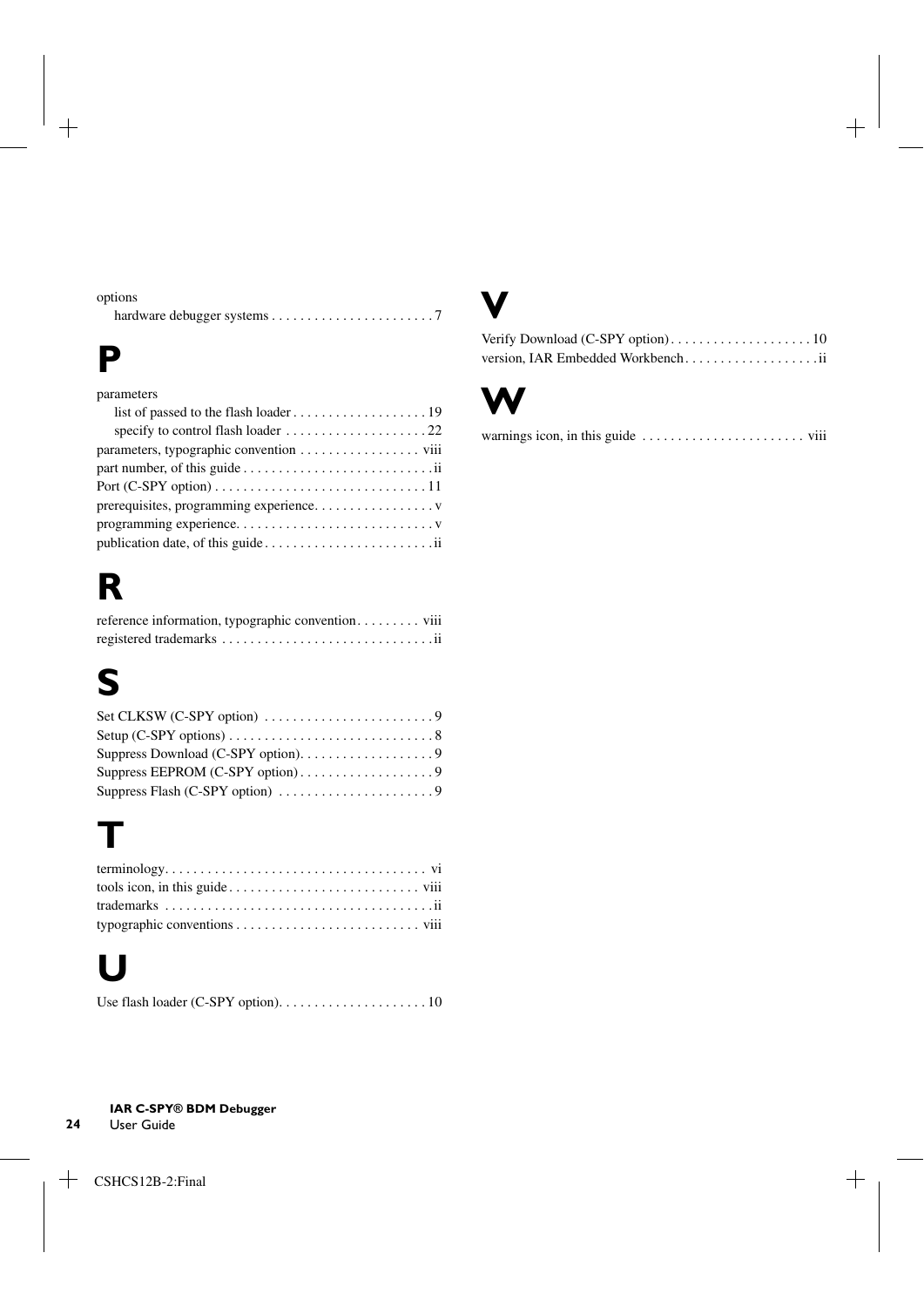options

hardware debugger systems . . . . . . . . . . . . . . . . . . . . . . . 7

# P

parameters

list of passed to the flash loader . . . . . . . . . . . . . . . . . . . 19

specify to control flash loader . . . . . . . . . . . . . . . . . . . . 22

parameters, typographic convention . . . . . . . . . . . . . . . . . viii

part number, of this guide . . . . . . . . . . . . . . . . . . . . . . . . . . ii

Port (C-SPY option) . . . . . . . . . . . . . . . . . . . . . . . . . . . . . 11

prerequisites, programming experience. . . . . . . . . . . . . . . . . v

programming experience. . . . . . . . . . . . . . . . . . . . . . . . . . . v

publication date, of this guide . . . . . . . . . . . . . . . . . . . . . . . ii

# R

reference information, typographic convention. . . . . . . . . viii

registered trademarks . . . . . . . . . . . . . . . . . . . . . . . . . . . . . ii

# S

Set CLKSW (C-SPY option) . . . . . . . . . . . . . . . . . . . . . . . . 9

Setup (C-SPY options) . . . . . . . . . . . . . . . . . . . . . . . . . . . . 8

Suppress Download (C-SPY option). . . . . . . . . . . . . . . . . . . 9

Suppress EEPROM (C-SPY option) . . . . . . . . . . . . . . . . . . . 9

Suppress Flash (C-SPY option) . . . . . . . . . . . . . . . . . . . . . . 9

# T

terminology. . . . . . . . . . . . . . . . . . . . . . . . . . . . . . . . . . . . vi

tools icon, in this guide . . . . . . . . . . . . . . . . . . . . . . . . . . viii

trademarks . . . . . . . . . . . . . . . . . . . . . . . . . . . . . . . . . . . . . ii

typographic conventions . . . . . . . . . . . . . . . . . . . . . . . . . . viii

# U

Use flash loader (C-SPY option). . . . . . . . . . . . . . . . . . . . . 10

# V

Verify Download (C-SPY option) . . . . . . . . . . . . . . . . . . . . 10

version, IAR Embedded Workbench . . . . . . . . . . . . . . . . . . . ii

# W

warnings icon, in this guide . . . . . . . . . . . . . . . . . . . . . . . viii